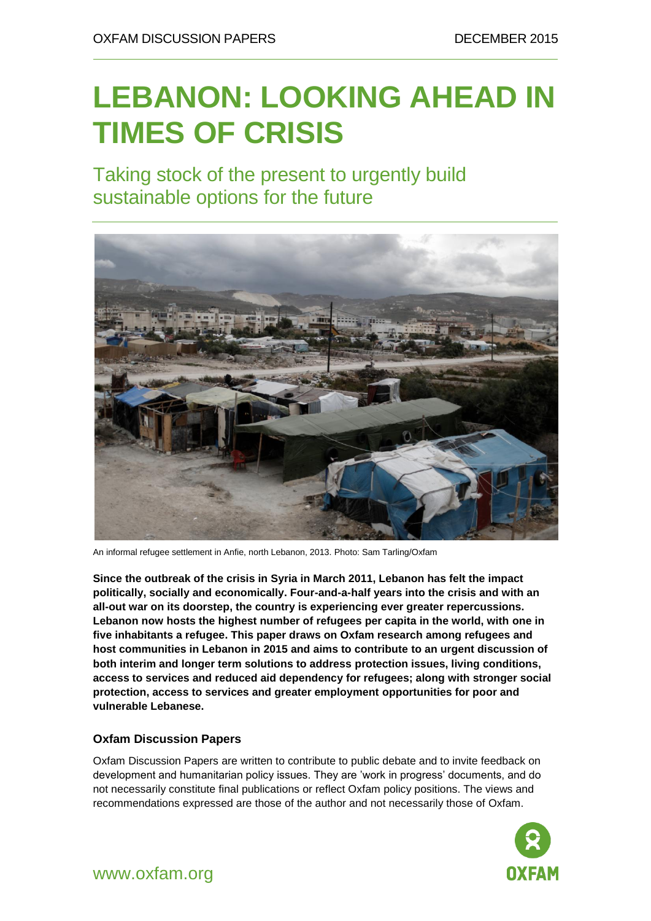OXFAM DISCUSSION PAPERS DECEMBER 2015

# LEBANON: LOOKING AHEAD IN TIMES OF CRISIS

## Taking stock of the present to urgently build sustainable options for the future

An informal refugee settlement in Anfie, north Lebanon, 2013. Photo: Sam Tarling/Oxfam

**Since the outbreak of the crisis in Syria in March 2011, Lebanon has felt the impact politically, socially and economically. Four-and-a-half years into the crisis and with an all-out war on its doorstep, the country is experiencing ever greater repercussions. Lebanon now hosts the highest number of refugees per capita in the world, with one in five inhabitants a refugee. This paper draws on Oxfam research among refugees and host communities in Lebanon in 2015 and aims to contribute to an urgent discussion of both interim and longer term solutions to address protection issues, living conditions, access to services and reduced aid dependency for refugees; along with stronger social protection, access to services and greater employment opportunities for poor and vulnerable Lebanese.**

### Oxfam Discussion Papers

Oxfam Discussion Papers are written to contribute to public debate and to invite feedback on development and humanitarian policy issues. They are 'work in progress' documents, and do not necessarily constitute final publications or reflect Oxfam policy positions. The views and recommendations expressed are those of the author and not necessarily those of Oxfam.

www.oxfam.org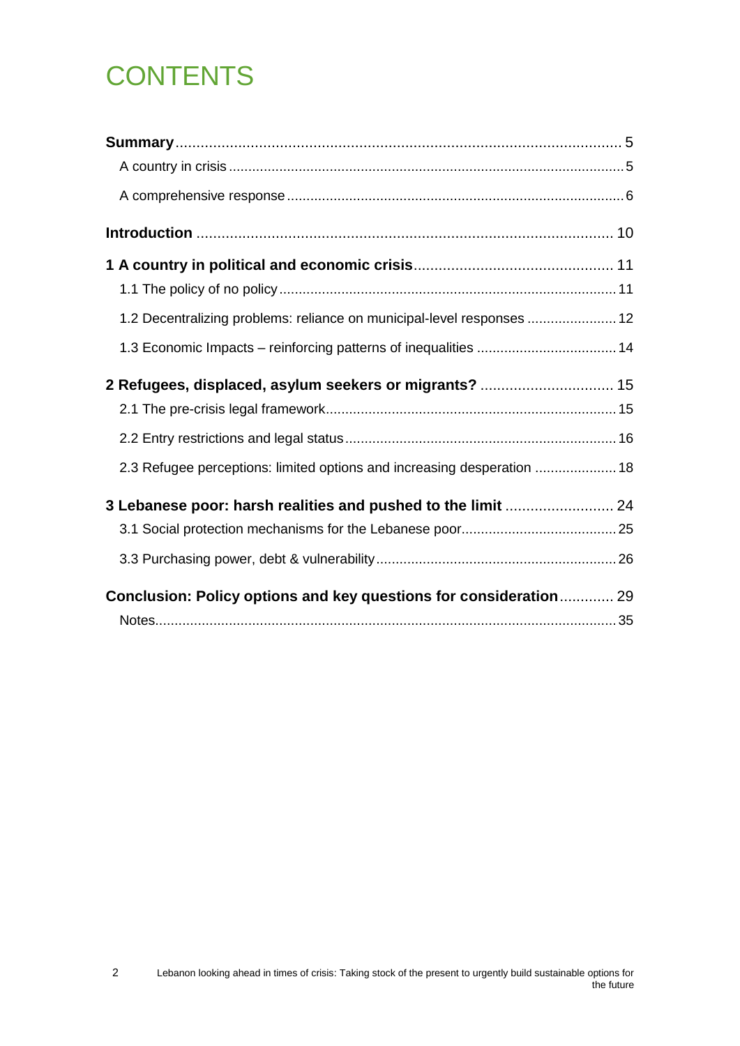# CONTENTS

**Summary** .......... 5

A country in crisis .......... 5

A comprehensive response .......... 6

**Introduction** .......... 10

**1 A country in political and economic crisis** .......... 11

1.1 The policy of no policy .......... 11

1.2 Decentralizing problems: reliance on municipal-level responses .......... 12

1.3 Economic Impacts – reinforcing patterns of inequalities .......... 14

**2 Refugees, displaced, asylum seekers or migrants?** .......... 15

2.1 The pre-crisis legal framework .......... 15

2.2 Entry restrictions and legal status .......... 16

2.3 Refugee perceptions: limited options and increasing desperation .......... 18

**3 Lebanese poor: harsh realities and pushed to the limit** .......... 24

3.1 Social protection mechanisms for the Lebanese poor .......... 25

3.3 Purchasing power, debt & vulnerability .......... 26

**Conclusion: Policy options and key questions for consideration** .......... 29

Notes .......... 35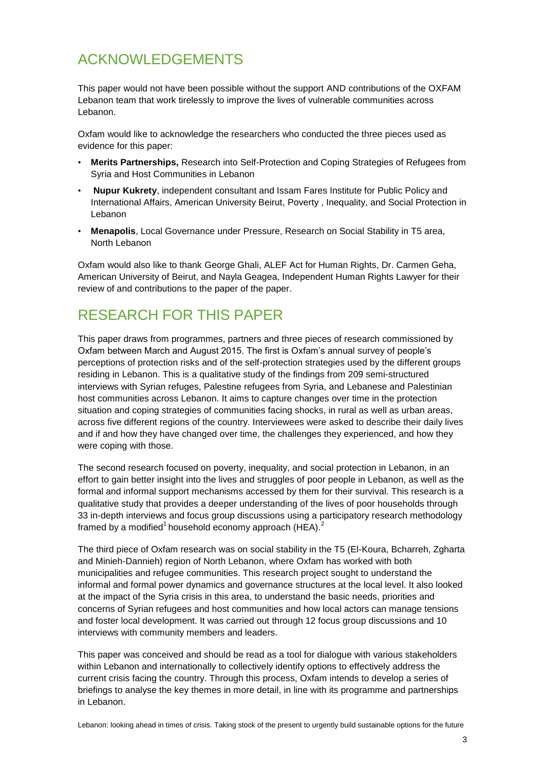## ACKNOWLEDGEMENTS

This paper would not have been possible without the support AND contributions of the OXFAM Lebanon team that work tirelessly to improve the lives of vulnerable communities across Lebanon.

Oxfam would like to acknowledge the researchers who conducted the three pieces used as evidence for this paper:

- **Merits Partnerships,** Research into Self-Protection and Coping Strategies of Refugees from Syria and Host Communities in Lebanon
- **Nupur Kukrety**, independent consultant and Issam Fares Institute for Public Policy and International Affairs, American University Beirut, Poverty , Inequality, and Social Protection in Lebanon
- **Menapolis**, Local Governance under Pressure, Research on Social Stability in T5 area, North Lebanon

Oxfam would also like to thank George Ghali, ALEF Act for Human Rights, Dr. Carmen Geha, American University of Beirut, and Nayla Geagea, Independent Human Rights Lawyer for their review of and contributions to the paper of the paper.

## RESEARCH FOR THIS PAPER

This paper draws from programmes, partners and three pieces of research commissioned by Oxfam between March and August 2015. The first is Oxfam's annual survey of people's perceptions of protection risks and of the self-protection strategies used by the different groups residing in Lebanon. This is a qualitative study of the findings from 209 semi-structured interviews with Syrian refuges, Palestine refugees from Syria, and Lebanese and Palestinian host communities across Lebanon. It aims to capture changes over time in the protection situation and coping strategies of communities facing shocks, in rural as well as urban areas, across five different regions of the country. Interviewees were asked to describe their daily lives and if and how they have changed over time, the challenges they experienced, and how they were coping with those.

The second research focused on poverty, inequality, and social protection in Lebanon, in an effort to gain better insight into the lives and struggles of poor people in Lebanon, as well as the formal and informal support mechanisms accessed by them for their survival. This research is a qualitative study that provides a deeper understanding of the lives of poor households through 33 in-depth interviews and focus group discussions using a participatory research methodology framed by a modified[1] household economy approach (HEA).[2]

The third piece of Oxfam research was on social stability in the T5 (El-Koura, Bcharreh, Zgharta and Minieh-Dannieh) region of North Lebanon, where Oxfam has worked with both municipalities and refugee communities. This research project sought to understand the informal and formal power dynamics and governance structures at the local level. It also looked at the impact of the Syria crisis in this area, to understand the basic needs, priorities and concerns of Syrian refugees and host communities and how local actors can manage tensions and foster local development. It was carried out through 12 focus group discussions and 10 interviews with community members and leaders.

This paper was conceived and should be read as a tool for dialogue with various stakeholders within Lebanon and internationally to collectively identify options to effectively address the current crisis facing the country. Through this process, Oxfam intends to develop a series of briefings to analyse the key themes in more detail, in line with its programme and partnerships in Lebanon.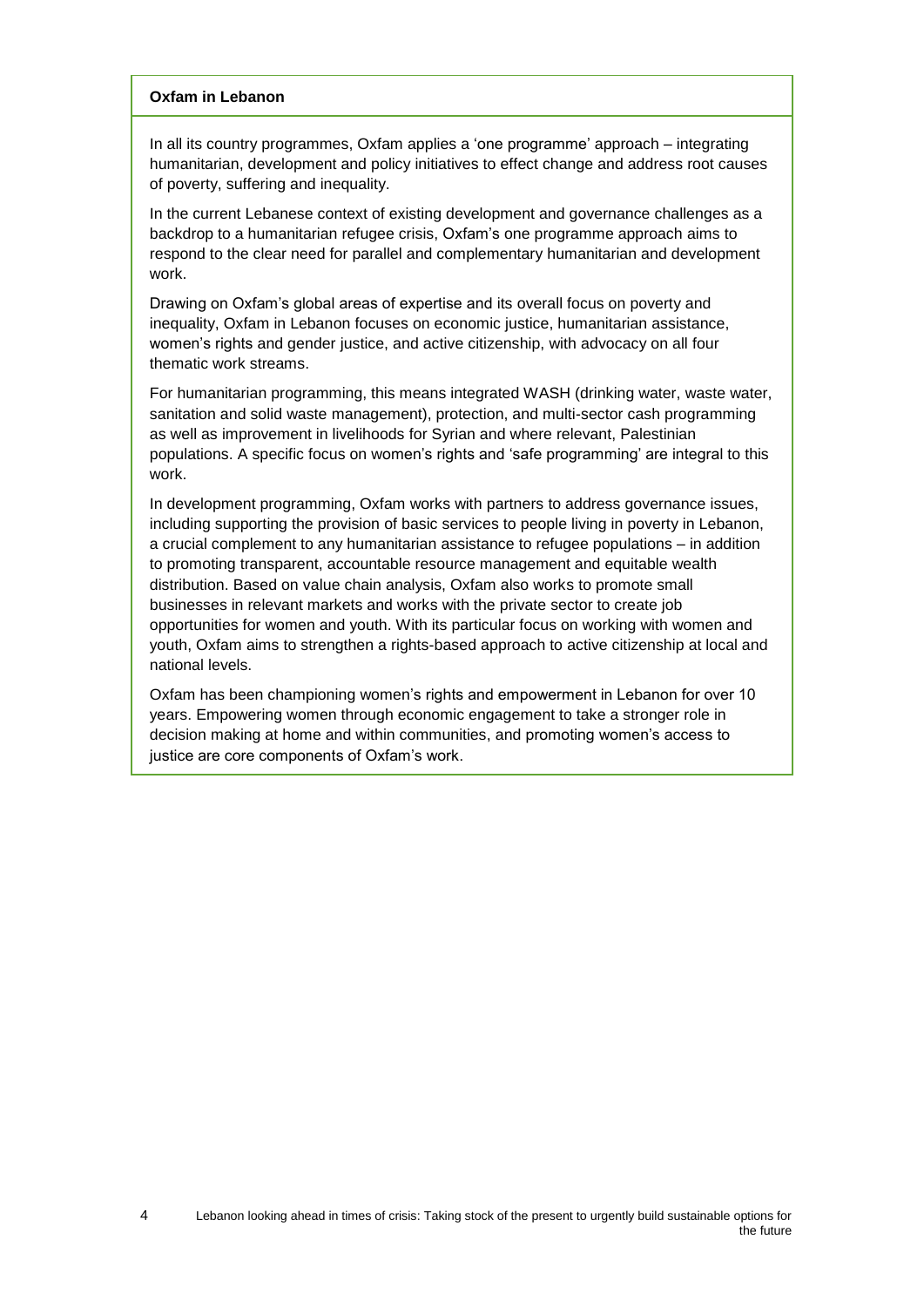**Oxfam in Lebanon**

In all its country programmes, Oxfam applies a 'one programme' approach – integrating humanitarian, development and policy initiatives to effect change and address root causes of poverty, suffering and inequality.

In the current Lebanese context of existing development and governance challenges as a backdrop to a humanitarian refugee crisis, Oxfam's one programme approach aims to respond to the clear need for parallel and complementary humanitarian and development work.

Drawing on Oxfam's global areas of expertise and its overall focus on poverty and inequality, Oxfam in Lebanon focuses on economic justice, humanitarian assistance, women's rights and gender justice, and active citizenship, with advocacy on all four thematic work streams.

For humanitarian programming, this means integrated WASH (drinking water, waste water, sanitation and solid waste management), protection, and multi-sector cash programming as well as improvement in livelihoods for Syrian and where relevant, Palestinian populations. A specific focus on women's rights and 'safe programming' are integral to this work.

In development programming, Oxfam works with partners to address governance issues, including supporting the provision of basic services to people living in poverty in Lebanon, a crucial complement to any humanitarian assistance to refugee populations – in addition to promoting transparent, accountable resource management and equitable wealth distribution. Based on value chain analysis, Oxfam also works to promote small businesses in relevant markets and works with the private sector to create job opportunities for women and youth. With its particular focus on working with women and youth, Oxfam aims to strengthen a rights-based approach to active citizenship at local and national levels.

Oxfam has been championing women's rights and empowerment in Lebanon for over 10 years. Empowering women through economic engagement to take a stronger role in decision making at home and within communities, and promoting women's access to justice are core components of Oxfam's work.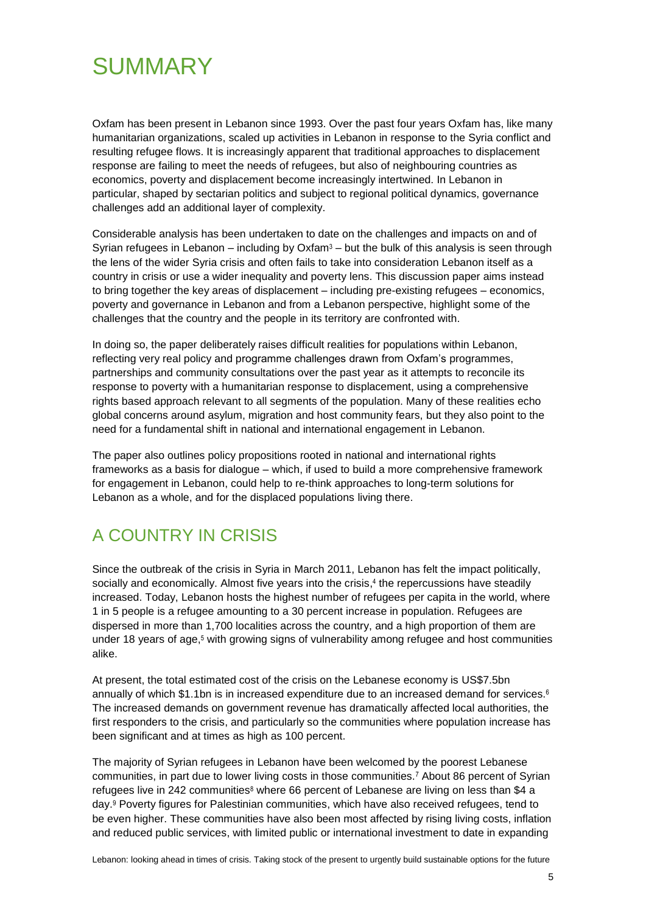# SUMMARY

Oxfam has been present in Lebanon since 1993. Over the past four years Oxfam has, like many humanitarian organizations, scaled up activities in Lebanon in response to the Syria conflict and resulting refugee flows. It is increasingly apparent that traditional approaches to displacement response are failing to meet the needs of refugees, but also of neighbouring countries as economics, poverty and displacement become increasingly intertwined. In Lebanon in particular, shaped by sectarian politics and subject to regional political dynamics, governance challenges add an additional layer of complexity.

Considerable analysis has been undertaken to date on the challenges and impacts on and of Syrian refugees in Lebanon – including by Oxfam[3] – but the bulk of this analysis is seen through the lens of the wider Syria crisis and often fails to take into consideration Lebanon itself as a country in crisis or use a wider inequality and poverty lens. This discussion paper aims instead to bring together the key areas of displacement – including pre-existing refugees – economics, poverty and governance in Lebanon and from a Lebanon perspective, highlight some of the challenges that the country and the people in its territory are confronted with.

In doing so, the paper deliberately raises difficult realities for populations within Lebanon, reflecting very real policy and programme challenges drawn from Oxfam's programmes, partnerships and community consultations over the past year as it attempts to reconcile its response to poverty with a humanitarian response to displacement, using a comprehensive rights based approach relevant to all segments of the population. Many of these realities echo global concerns around asylum, migration and host community fears, but they also point to the need for a fundamental shift in national and international engagement in Lebanon.

The paper also outlines policy propositions rooted in national and international rights frameworks as a basis for dialogue – which, if used to build a more comprehensive framework for engagement in Lebanon, could help to re-think approaches to long-term solutions for Lebanon as a whole, and for the displaced populations living there.

## A COUNTRY IN CRISIS

Since the outbreak of the crisis in Syria in March 2011, Lebanon has felt the impact politically, socially and economically. Almost five years into the crisis,[4] the repercussions have steadily increased. Today, Lebanon hosts the highest number of refugees per capita in the world, where 1 in 5 people is a refugee amounting to a 30 percent increase in population. Refugees are dispersed in more than 1,700 localities across the country, and a high proportion of them are under 18 years of age,[5] with growing signs of vulnerability among refugee and host communities alike.

At present, the total estimated cost of the crisis on the Lebanese economy is US$7.5bn annually of which $1.1bn is in increased expenditure due to an increased demand for services.[6] The increased demands on government revenue has dramatically affected local authorities, the first responders to the crisis, and particularly so the communities where population increase has been significant and at times as high as 100 percent.

The majority of Syrian refugees in Lebanon have been welcomed by the poorest Lebanese communities, in part due to lower living costs in those communities.[7] About 86 percent of Syrian refugees live in 242 communities[8] where 66 percent of Lebanese are living on less than $4 a day.[9] Poverty figures for Palestinian communities, which have also received refugees, tend to be even higher. These communities have also been most affected by rising living costs, inflation and reduced public services, with limited public or international investment to date in expanding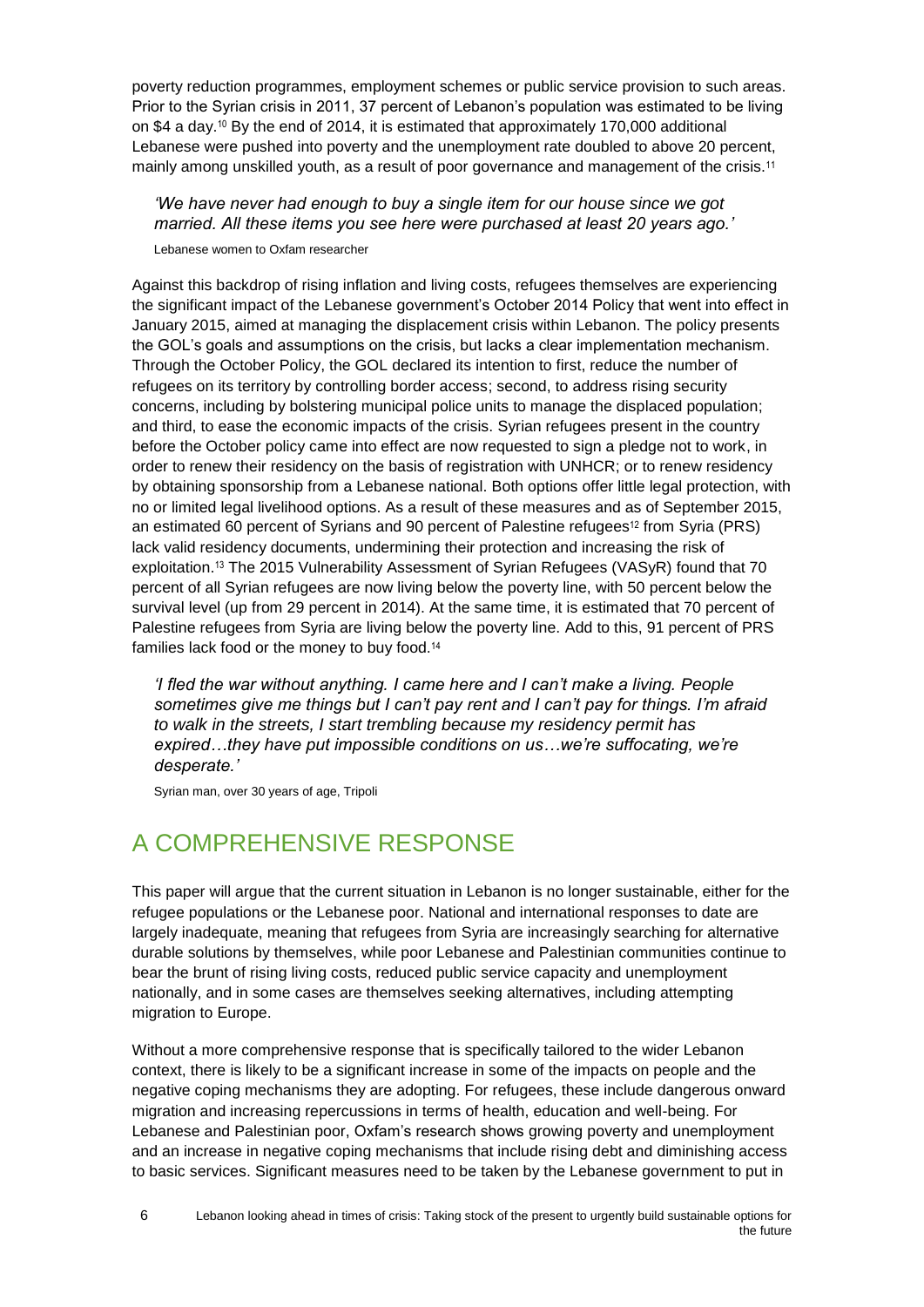poverty reduction programmes, employment schemes or public service provision to such areas. Prior to the Syrian crisis in 2011, 37 percent of Lebanon's population was estimated to be living on $4 a day.[10] By the end of 2014, it is estimated that approximately 170,000 additional Lebanese were pushed into poverty and the unemployment rate doubled to above 20 percent, mainly among unskilled youth, as a result of poor governance and management of the crisis.[11]

> *'We have never had enough to buy a single item for our house since we got married. All these items you see here were purchased at least 20 years ago.'*
>
> Lebanese women to Oxfam researcher

Against this backdrop of rising inflation and living costs, refugees themselves are experiencing the significant impact of the Lebanese government's October 2014 Policy that went into effect in January 2015, aimed at managing the displacement crisis within Lebanon. The policy presents the GOL's goals and assumptions on the crisis, but lacks a clear implementation mechanism. Through the October Policy, the GOL declared its intention to first, reduce the number of refugees on its territory by controlling border access; second, to address rising security concerns, including by bolstering municipal police units to manage the displaced population; and third, to ease the economic impacts of the crisis. Syrian refugees present in the country before the October policy came into effect are now requested to sign a pledge not to work, in order to renew their residency on the basis of registration with UNHCR; or to renew residency by obtaining sponsorship from a Lebanese national. Both options offer little legal protection, with no or limited legal livelihood options. As a result of these measures and as of September 2015, an estimated 60 percent of Syrians and 90 percent of Palestine refugees[12] from Syria (PRS) lack valid residency documents, undermining their protection and increasing the risk of exploitation.[13] The 2015 Vulnerability Assessment of Syrian Refugees (VASyR) found that 70 percent of all Syrian refugees are now living below the poverty line, with 50 percent below the survival level (up from 29 percent in 2014). At the same time, it is estimated that 70 percent of Palestine refugees from Syria are living below the poverty line. Add to this, 91 percent of PRS families lack food or the money to buy food.[14]

> *'I fled the war without anything. I came here and I can't make a living. People sometimes give me things but I can't pay rent and I can't pay for things. I'm afraid to walk in the streets, I start trembling because my residency permit has expired…they have put impossible conditions on us…we're suffocating, we're desperate.'*
>
> Syrian man, over 30 years of age, Tripoli

## A COMPREHENSIVE RESPONSE

This paper will argue that the current situation in Lebanon is no longer sustainable, either for the refugee populations or the Lebanese poor. National and international responses to date are largely inadequate, meaning that refugees from Syria are increasingly searching for alternative durable solutions by themselves, while poor Lebanese and Palestinian communities continue to bear the brunt of rising living costs, reduced public service capacity and unemployment nationally, and in some cases are themselves seeking alternatives, including attempting migration to Europe.

Without a more comprehensive response that is specifically tailored to the wider Lebanon context, there is likely to be a significant increase in some of the impacts on people and the negative coping mechanisms they are adopting. For refugees, these include dangerous onward migration and increasing repercussions in terms of health, education and well-being. For Lebanese and Palestinian poor, Oxfam's research shows growing poverty and unemployment and an increase in negative coping mechanisms that include rising debt and diminishing access to basic services. Significant measures need to be taken by the Lebanese government to put in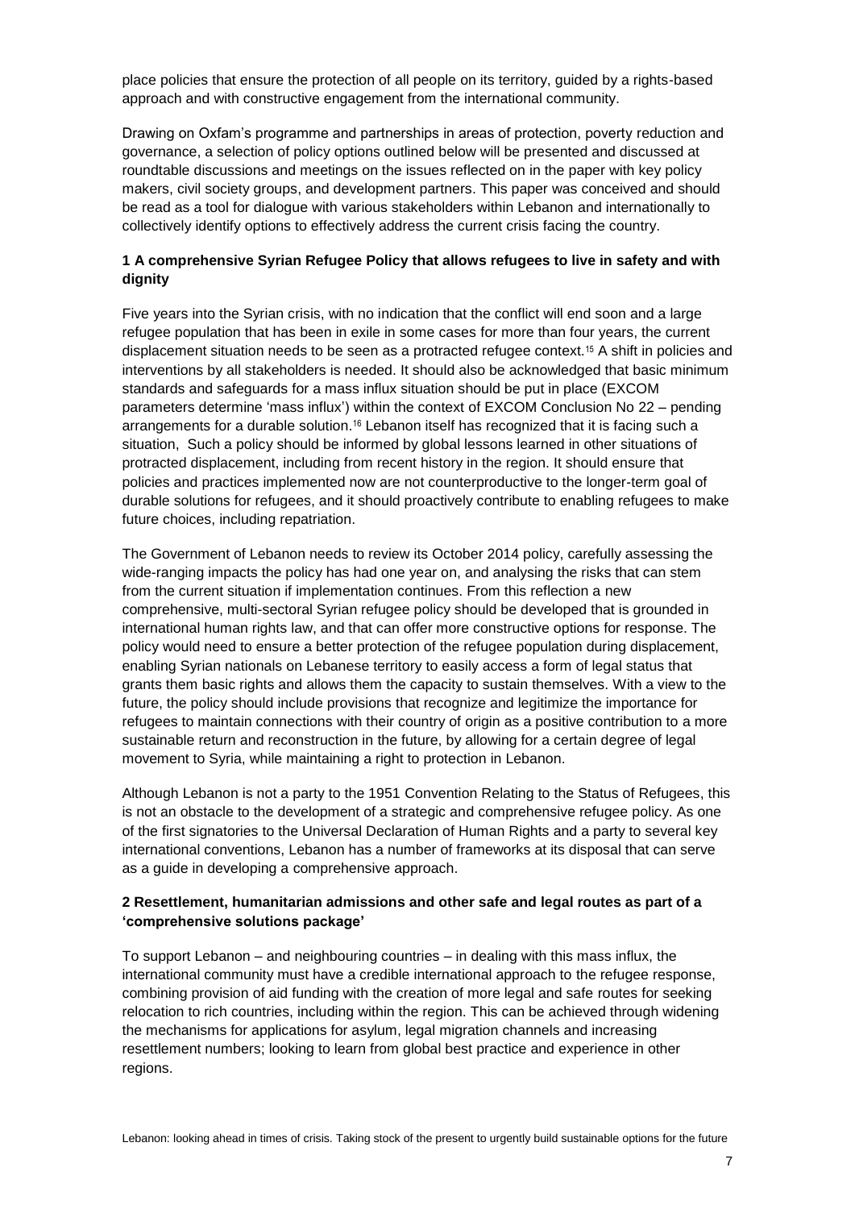place policies that ensure the protection of all people on its territory, guided by a rights-based approach and with constructive engagement from the international community.

Drawing on Oxfam's programme and partnerships in areas of protection, poverty reduction and governance, a selection of policy options outlined below will be presented and discussed at roundtable discussions and meetings on the issues reflected on in the paper with key policy makers, civil society groups, and development partners. This paper was conceived and should be read as a tool for dialogue with various stakeholders within Lebanon and internationally to collectively identify options to effectively address the current crisis facing the country.

### 1 A comprehensive Syrian Refugee Policy that allows refugees to live in safety and with dignity

Five years into the Syrian crisis, with no indication that the conflict will end soon and a large refugee population that has been in exile in some cases for more than four years, the current displacement situation needs to be seen as a protracted refugee context.[15] A shift in policies and interventions by all stakeholders is needed. It should also be acknowledged that basic minimum standards and safeguards for a mass influx situation should be put in place (EXCOM parameters determine 'mass influx') within the context of EXCOM Conclusion No 22 – pending arrangements for a durable solution.[16] Lebanon itself has recognized that it is facing such a situation, Such a policy should be informed by global lessons learned in other situations of protracted displacement, including from recent history in the region. It should ensure that policies and practices implemented now are not counterproductive to the longer-term goal of durable solutions for refugees, and it should proactively contribute to enabling refugees to make future choices, including repatriation.

The Government of Lebanon needs to review its October 2014 policy, carefully assessing the wide-ranging impacts the policy has had one year on, and analysing the risks that can stem from the current situation if implementation continues. From this reflection a new comprehensive, multi-sectoral Syrian refugee policy should be developed that is grounded in international human rights law, and that can offer more constructive options for response. The policy would need to ensure a better protection of the refugee population during displacement, enabling Syrian nationals on Lebanese territory to easily access a form of legal status that grants them basic rights and allows them the capacity to sustain themselves. With a view to the future, the policy should include provisions that recognize and legitimize the importance for refugees to maintain connections with their country of origin as a positive contribution to a more sustainable return and reconstruction in the future, by allowing for a certain degree of legal movement to Syria, while maintaining a right to protection in Lebanon.

Although Lebanon is not a party to the 1951 Convention Relating to the Status of Refugees, this is not an obstacle to the development of a strategic and comprehensive refugee policy. As one of the first signatories to the Universal Declaration of Human Rights and a party to several key international conventions, Lebanon has a number of frameworks at its disposal that can serve as a guide in developing a comprehensive approach.

### 2 Resettlement, humanitarian admissions and other safe and legal routes as part of a 'comprehensive solutions package'

To support Lebanon – and neighbouring countries – in dealing with this mass influx, the international community must have a credible international approach to the refugee response, combining provision of aid funding with the creation of more legal and safe routes for seeking relocation to rich countries, including within the region. This can be achieved through widening the mechanisms for applications for asylum, legal migration channels and increasing resettlement numbers; looking to learn from global best practice and experience in other regions.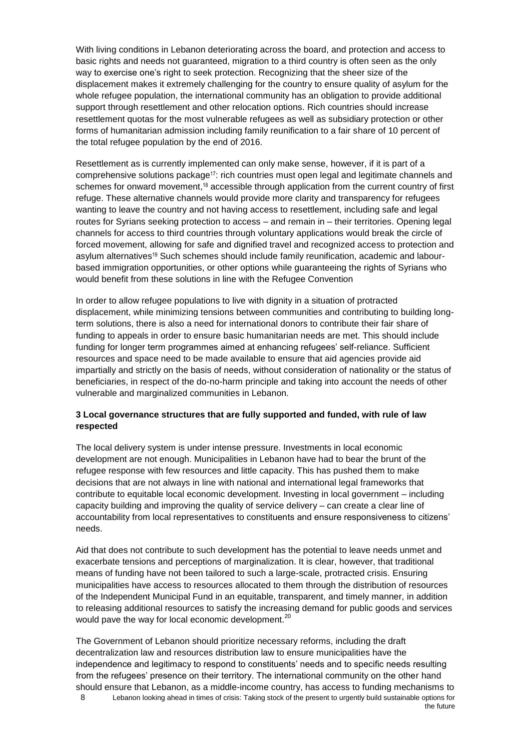With living conditions in Lebanon deteriorating across the board, and protection and access to basic rights and needs not guaranteed, migration to a third country is often seen as the only way to exercise one's right to seek protection. Recognizing that the sheer size of the displacement makes it extremely challenging for the country to ensure quality of asylum for the whole refugee population, the international community has an obligation to provide additional support through resettlement and other relocation options. Rich countries should increase resettlement quotas for the most vulnerable refugees as well as subsidiary protection or other forms of humanitarian admission including family reunification to a fair share of 10 percent of the total refugee population by the end of 2016.

Resettlement as is currently implemented can only make sense, however, if it is part of a comprehensive solutions package[17]: rich countries must open legal and legitimate channels and schemes for onward movement,[18] accessible through application from the current country of first refuge. These alternative channels would provide more clarity and transparency for refugees wanting to leave the country and not having access to resettlement, including safe and legal routes for Syrians seeking protection to access – and remain in – their territories. Opening legal channels for access to third countries through voluntary applications would break the circle of forced movement, allowing for safe and dignified travel and recognized access to protection and asylum alternatives[19] Such schemes should include family reunification, academic and labour-based immigration opportunities, or other options while guaranteeing the rights of Syrians who would benefit from these solutions in line with the Refugee Convention

In order to allow refugee populations to live with dignity in a situation of protracted displacement, while minimizing tensions between communities and contributing to building long-term solutions, there is also a need for international donors to contribute their fair share of funding to appeals in order to ensure basic humanitarian needs are met. This should include funding for longer term programmes aimed at enhancing refugees' self-reliance. Sufficient resources and space need to be made available to ensure that aid agencies provide aid impartially and strictly on the basis of needs, without consideration of nationality or the status of beneficiaries, in respect of the do-no-harm principle and taking into account the needs of other vulnerable and marginalized communities in Lebanon.

### 3 Local governance structures that are fully supported and funded, with rule of law respected

The local delivery system is under intense pressure. Investments in local economic development are not enough. Municipalities in Lebanon have had to bear the brunt of the refugee response with few resources and little capacity. This has pushed them to make decisions that are not always in line with national and international legal frameworks that contribute to equitable local economic development. Investing in local government – including capacity building and improving the quality of service delivery – can create a clear line of accountability from local representatives to constituents and ensure responsiveness to citizens' needs.

Aid that does not contribute to such development has the potential to leave needs unmet and exacerbate tensions and perceptions of marginalization. It is clear, however, that traditional means of funding have not been tailored to such a large-scale, protracted crisis. Ensuring municipalities have access to resources allocated to them through the distribution of resources of the Independent Municipal Fund in an equitable, transparent, and timely manner, in addition to releasing additional resources to satisfy the increasing demand for public goods and services would pave the way for local economic development.[20]

The Government of Lebanon should prioritize necessary reforms, including the draft decentralization law and resources distribution law to ensure municipalities have the independence and legitimacy to respond to constituents' needs and to specific needs resulting from the refugees' presence on their territory. The international community on the other hand should ensure that Lebanon, as a middle-income country, has access to funding mechanisms to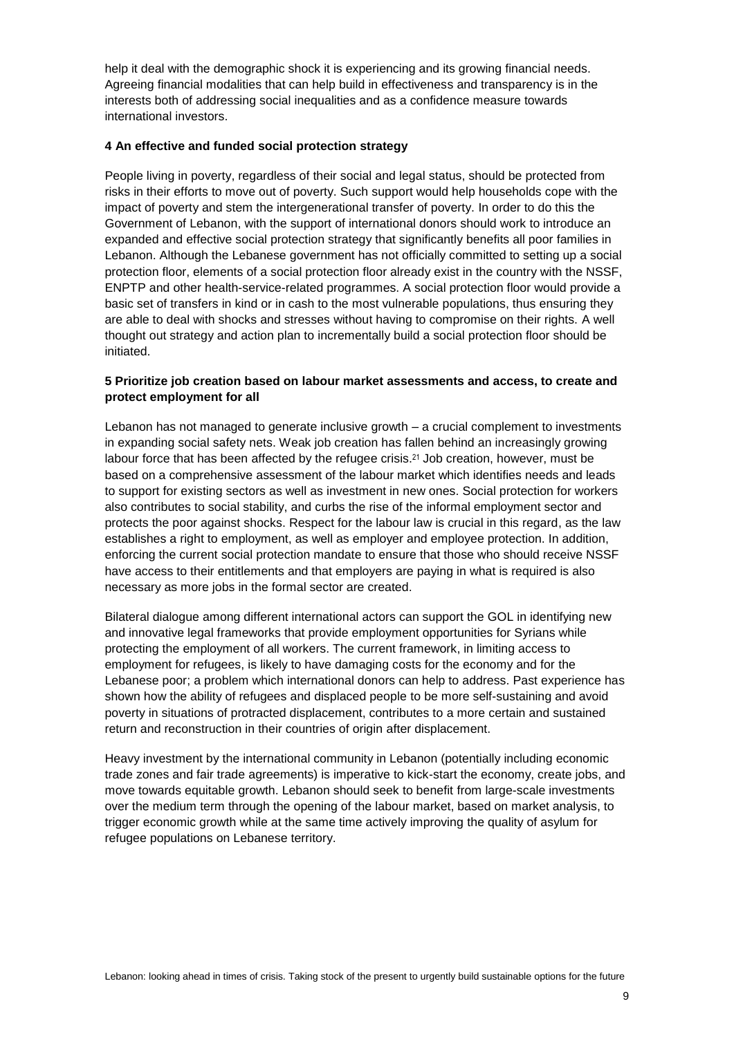help it deal with the demographic shock it is experiencing and its growing financial needs. Agreeing financial modalities that can help build in effectiveness and transparency is in the interests both of addressing social inequalities and as a confidence measure towards international investors.

### 4 An effective and funded social protection strategy

People living in poverty, regardless of their social and legal status, should be protected from risks in their efforts to move out of poverty. Such support would help households cope with the impact of poverty and stem the intergenerational transfer of poverty. In order to do this the Government of Lebanon, with the support of international donors should work to introduce an expanded and effective social protection strategy that significantly benefits all poor families in Lebanon. Although the Lebanese government has not officially committed to setting up a social protection floor, elements of a social protection floor already exist in the country with the NSSF, ENPTP and other health-service-related programmes. A social protection floor would provide a basic set of transfers in kind or in cash to the most vulnerable populations, thus ensuring they are able to deal with shocks and stresses without having to compromise on their rights. A well thought out strategy and action plan to incrementally build a social protection floor should be initiated.

### 5 Prioritize job creation based on labour market assessments and access, to create and protect employment for all

Lebanon has not managed to generate inclusive growth – a crucial complement to investments in expanding social safety nets. Weak job creation has fallen behind an increasingly growing labour force that has been affected by the refugee crisis.[21] Job creation, however, must be based on a comprehensive assessment of the labour market which identifies needs and leads to support for existing sectors as well as investment in new ones. Social protection for workers also contributes to social stability, and curbs the rise of the informal employment sector and protects the poor against shocks. Respect for the labour law is crucial in this regard, as the law establishes a right to employment, as well as employer and employee protection. In addition, enforcing the current social protection mandate to ensure that those who should receive NSSF have access to their entitlements and that employers are paying in what is required is also necessary as more jobs in the formal sector are created.

Bilateral dialogue among different international actors can support the GOL in identifying new and innovative legal frameworks that provide employment opportunities for Syrians while protecting the employment of all workers. The current framework, in limiting access to employment for refugees, is likely to have damaging costs for the economy and for the Lebanese poor; a problem which international donors can help to address. Past experience has shown how the ability of refugees and displaced people to be more self-sustaining and avoid poverty in situations of protracted displacement, contributes to a more certain and sustained return and reconstruction in their countries of origin after displacement.

Heavy investment by the international community in Lebanon (potentially including economic trade zones and fair trade agreements) is imperative to kick-start the economy, create jobs, and move towards equitable growth. Lebanon should seek to benefit from large-scale investments over the medium term through the opening of the labour market, based on market analysis, to trigger economic growth while at the same time actively improving the quality of asylum for refugee populations on Lebanese territory.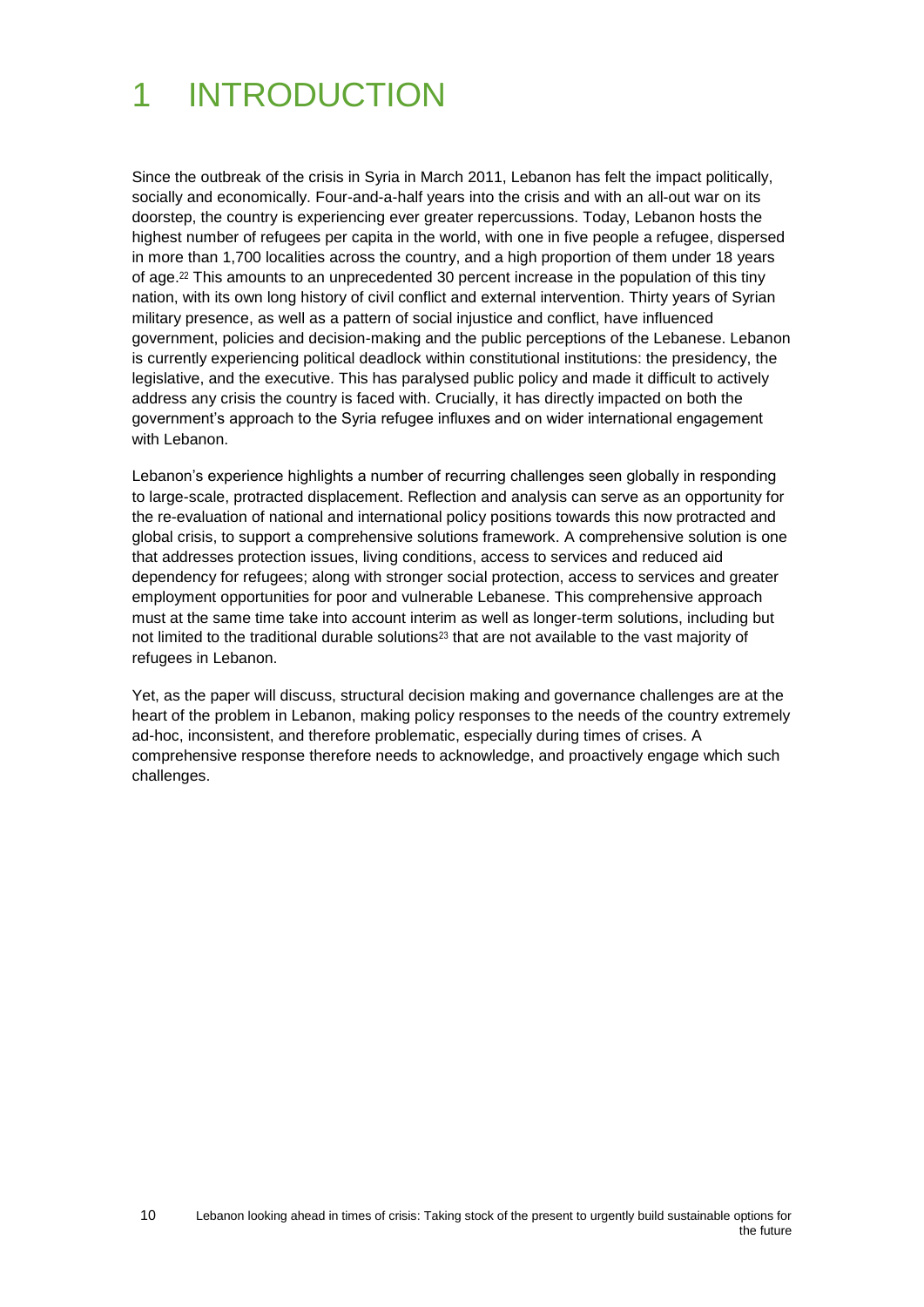# 1 INTRODUCTION

Since the outbreak of the crisis in Syria in March 2011, Lebanon has felt the impact politically, socially and economically. Four-and-a-half years into the crisis and with an all-out war on its doorstep, the country is experiencing ever greater repercussions. Today, Lebanon hosts the highest number of refugees per capita in the world, with one in five people a refugee, dispersed in more than 1,700 localities across the country, and a high proportion of them under 18 years of age.[22] This amounts to an unprecedented 30 percent increase in the population of this tiny nation, with its own long history of civil conflict and external intervention. Thirty years of Syrian military presence, as well as a pattern of social injustice and conflict, have influenced government, policies and decision-making and the public perceptions of the Lebanese. Lebanon is currently experiencing political deadlock within constitutional institutions: the presidency, the legislative, and the executive. This has paralysed public policy and made it difficult to actively address any crisis the country is faced with. Crucially, it has directly impacted on both the government's approach to the Syria refugee influxes and on wider international engagement with Lebanon.

Lebanon's experience highlights a number of recurring challenges seen globally in responding to large-scale, protracted displacement. Reflection and analysis can serve as an opportunity for the re-evaluation of national and international policy positions towards this now protracted and global crisis, to support a comprehensive solutions framework. A comprehensive solution is one that addresses protection issues, living conditions, access to services and reduced aid dependency for refugees; along with stronger social protection, access to services and greater employment opportunities for poor and vulnerable Lebanese. This comprehensive approach must at the same time take into account interim as well as longer-term solutions, including but not limited to the traditional durable solutions[23] that are not available to the vast majority of refugees in Lebanon.

Yet, as the paper will discuss, structural decision making and governance challenges are at the heart of the problem in Lebanon, making policy responses to the needs of the country extremely ad-hoc, inconsistent, and therefore problematic, especially during times of crises. A comprehensive response therefore needs to acknowledge, and proactively engage which such challenges.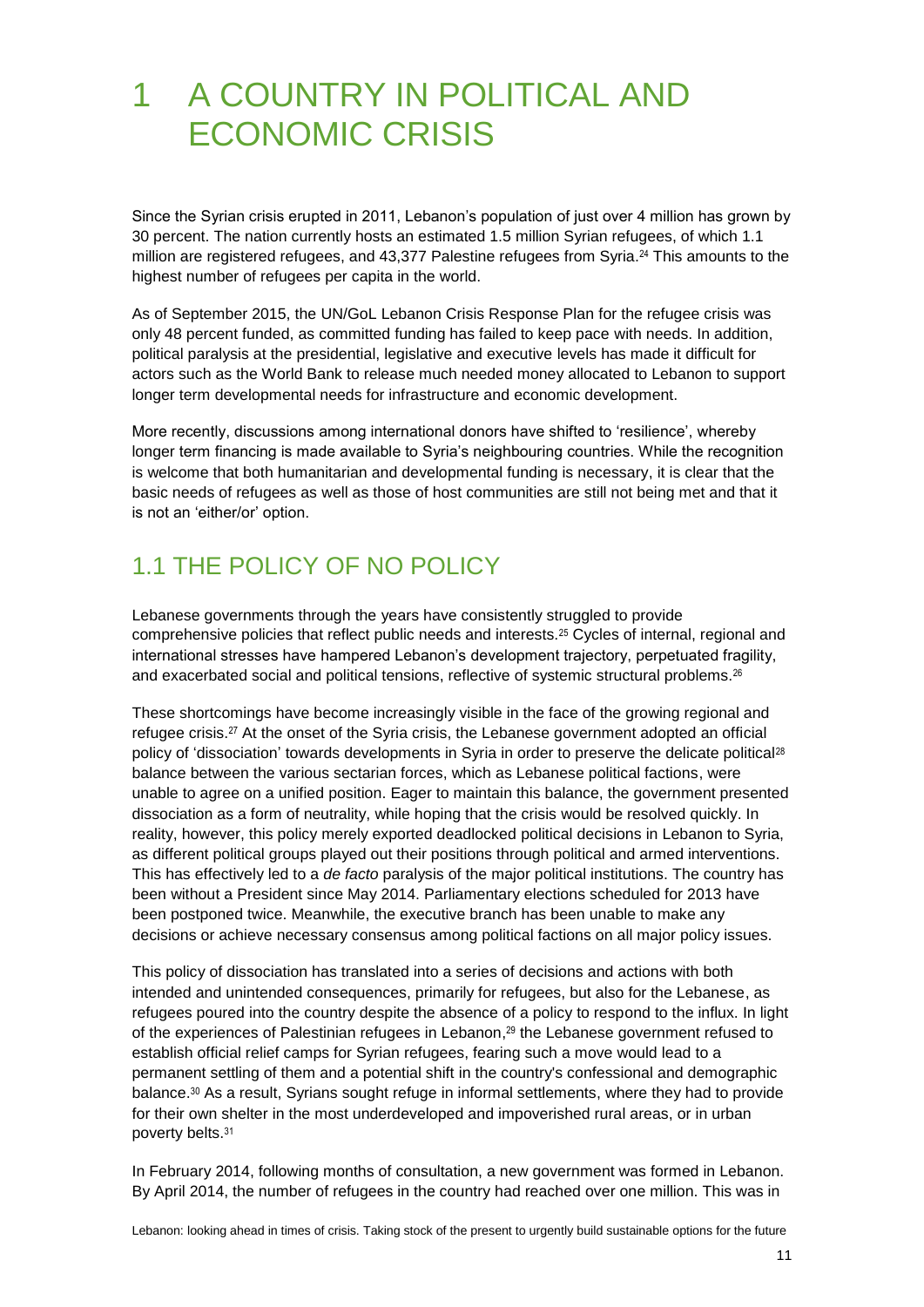# 1 A COUNTRY IN POLITICAL AND ECONOMIC CRISIS

Since the Syrian crisis erupted in 2011, Lebanon's population of just over 4 million has grown by 30 percent. The nation currently hosts an estimated 1.5 million Syrian refugees, of which 1.1 million are registered refugees, and 43,377 Palestine refugees from Syria.[24] This amounts to the highest number of refugees per capita in the world.

As of September 2015, the UN/GoL Lebanon Crisis Response Plan for the refugee crisis was only 48 percent funded, as committed funding has failed to keep pace with needs. In addition, political paralysis at the presidential, legislative and executive levels has made it difficult for actors such as the World Bank to release much needed money allocated to Lebanon to support longer term developmental needs for infrastructure and economic development.

More recently, discussions among international donors have shifted to 'resilience', whereby longer term financing is made available to Syria's neighbouring countries. While the recognition is welcome that both humanitarian and developmental funding is necessary, it is clear that the basic needs of refugees as well as those of host communities are still not being met and that it is not an 'either/or' option.

## 1.1 THE POLICY OF NO POLICY

Lebanese governments through the years have consistently struggled to provide comprehensive policies that reflect public needs and interests.[25] Cycles of internal, regional and international stresses have hampered Lebanon's development trajectory, perpetuated fragility, and exacerbated social and political tensions, reflective of systemic structural problems.[26]

These shortcomings have become increasingly visible in the face of the growing regional and refugee crisis.[27] At the onset of the Syria crisis, the Lebanese government adopted an official policy of 'dissociation' towards developments in Syria in order to preserve the delicate political[28] balance between the various sectarian forces, which as Lebanese political factions, were unable to agree on a unified position. Eager to maintain this balance, the government presented dissociation as a form of neutrality, while hoping that the crisis would be resolved quickly. In reality, however, this policy merely exported deadlocked political decisions in Lebanon to Syria, as different political groups played out their positions through political and armed interventions. This has effectively led to a *de facto* paralysis of the major political institutions. The country has been without a President since May 2014. Parliamentary elections scheduled for 2013 have been postponed twice. Meanwhile, the executive branch has been unable to make any decisions or achieve necessary consensus among political factions on all major policy issues.

This policy of dissociation has translated into a series of decisions and actions with both intended and unintended consequences, primarily for refugees, but also for the Lebanese, as refugees poured into the country despite the absence of a policy to respond to the influx. In light of the experiences of Palestinian refugees in Lebanon,[29] the Lebanese government refused to establish official relief camps for Syrian refugees, fearing such a move would lead to a permanent settling of them and a potential shift in the country's confessional and demographic balance.[30] As a result, Syrians sought refuge in informal settlements, where they had to provide for their own shelter in the most underdeveloped and impoverished rural areas, or in urban poverty belts.[31]

In February 2014, following months of consultation, a new government was formed in Lebanon. By April 2014, the number of refugees in the country had reached over one million. This was in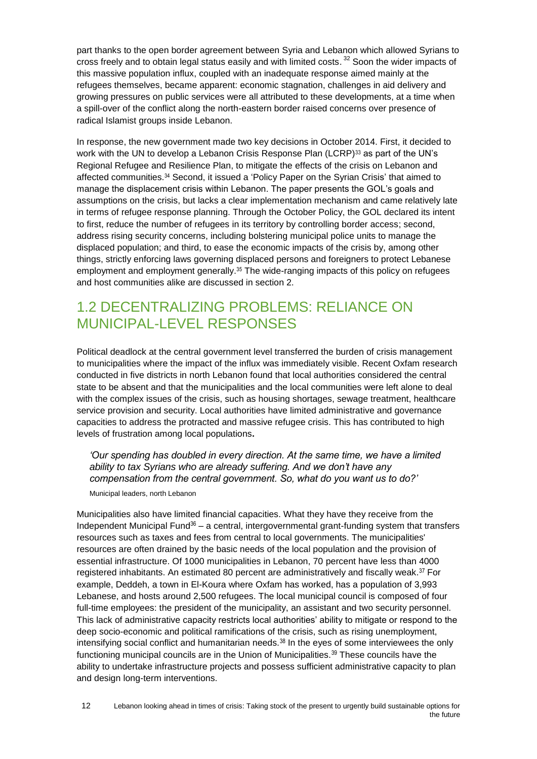part thanks to the open border agreement between Syria and Lebanon which allowed Syrians to cross freely and to obtain legal status easily and with limited costs.[32] Soon the wider impacts of this massive population influx, coupled with an inadequate response aimed mainly at the refugees themselves, became apparent: economic stagnation, challenges in aid delivery and growing pressures on public services were all attributed to these developments, at a time when a spill-over of the conflict along the north-eastern border raised concerns over presence of radical Islamist groups inside Lebanon.

In response, the new government made two key decisions in October 2014. First, it decided to work with the UN to develop a Lebanon Crisis Response Plan (LCRP)[33] as part of the UN's Regional Refugee and Resilience Plan, to mitigate the effects of the crisis on Lebanon and affected communities.[34] Second, it issued a 'Policy Paper on the Syrian Crisis' that aimed to manage the displacement crisis within Lebanon. The paper presents the GOL's goals and assumptions on the crisis, but lacks a clear implementation mechanism and came relatively late in terms of refugee response planning. Through the October Policy, the GOL declared its intent to first, reduce the number of refugees in its territory by controlling border access; second, address rising security concerns, including bolstering municipal police units to manage the displaced population; and third, to ease the economic impacts of the crisis by, among other things, strictly enforcing laws governing displaced persons and foreigners to protect Lebanese employment and employment generally.[35] The wide-ranging impacts of this policy on refugees and host communities alike are discussed in section 2.

## 1.2 DECENTRALIZING PROBLEMS: RELIANCE ON MUNICIPAL-LEVEL RESPONSES

Political deadlock at the central government level transferred the burden of crisis management to municipalities where the impact of the influx was immediately visible. Recent Oxfam research conducted in five districts in north Lebanon found that local authorities considered the central state to be absent and that the municipalities and the local communities were left alone to deal with the complex issues of the crisis, such as housing shortages, sewage treatment, healthcare service provision and security. Local authorities have limited administrative and governance capacities to address the protracted and massive refugee crisis. This has contributed to high levels of frustration among local populations**.**

> *'Our spending has doubled in every direction. At the same time, we have a limited ability to tax Syrians who are already suffering. And we don't have any compensation from the central government. So, what do you want us to do?'*
>
> Municipal leaders, north Lebanon

Municipalities also have limited financial capacities. What they have they receive from the Independent Municipal Fund[36] – a central, intergovernmental grant-funding system that transfers resources such as taxes and fees from central to local governments. The municipalities' resources are often drained by the basic needs of the local population and the provision of essential infrastructure. Of 1000 municipalities in Lebanon, 70 percent have less than 4000 registered inhabitants. An estimated 80 percent are administratively and fiscally weak.[37] For example, Deddeh, a town in El-Koura where Oxfam has worked, has a population of 3,993 Lebanese, and hosts around 2,500 refugees. The local municipal council is composed of four full-time employees: the president of the municipality, an assistant and two security personnel. This lack of administrative capacity restricts local authorities' ability to mitigate or respond to the deep socio-economic and political ramifications of the crisis, such as rising unemployment, intensifying social conflict and humanitarian needs.[38] In the eyes of some interviewees the only functioning municipal councils are in the Union of Municipalities.[39] These councils have the ability to undertake infrastructure projects and possess sufficient administrative capacity to plan and design long-term interventions.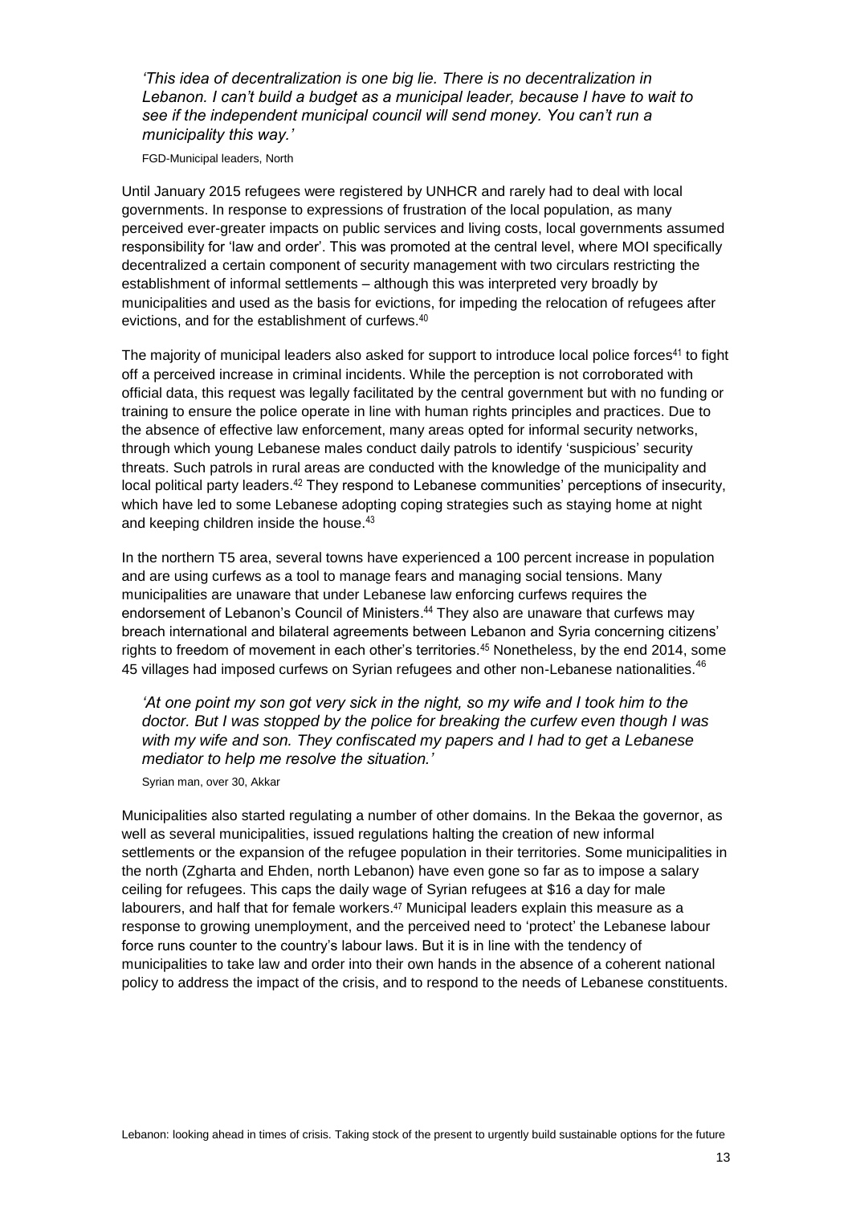*'This idea of decentralization is one big lie. There is no decentralization in Lebanon. I can't build a budget as a municipal leader, because I have to wait to see if the independent municipal council will send money. You can't run a municipality this way.'*

FGD-Municipal leaders, North

Until January 2015 refugees were registered by UNHCR and rarely had to deal with local governments. In response to expressions of frustration of the local population, as many perceived ever-greater impacts on public services and living costs, local governments assumed responsibility for 'law and order'. This was promoted at the central level, where MOI specifically decentralized a certain component of security management with two circulars restricting the establishment of informal settlements – although this was interpreted very broadly by municipalities and used as the basis for evictions, for impeding the relocation of refugees after evictions, and for the establishment of curfews.[40]

The majority of municipal leaders also asked for support to introduce local police forces[41] to fight off a perceived increase in criminal incidents. While the perception is not corroborated with official data, this request was legally facilitated by the central government but with no funding or training to ensure the police operate in line with human rights principles and practices. Due to the absence of effective law enforcement, many areas opted for informal security networks, through which young Lebanese males conduct daily patrols to identify 'suspicious' security threats. Such patrols in rural areas are conducted with the knowledge of the municipality and local political party leaders.[42] They respond to Lebanese communities' perceptions of insecurity, which have led to some Lebanese adopting coping strategies such as staying home at night and keeping children inside the house.[43]

In the northern T5 area, several towns have experienced a 100 percent increase in population and are using curfews as a tool to manage fears and managing social tensions. Many municipalities are unaware that under Lebanese law enforcing curfews requires the endorsement of Lebanon's Council of Ministers.[44] They also are unaware that curfews may breach international and bilateral agreements between Lebanon and Syria concerning citizens' rights to freedom of movement in each other's territories.[45] Nonetheless, by the end 2014, some 45 villages had imposed curfews on Syrian refugees and other non-Lebanese nationalities.[46]

*'At one point my son got very sick in the night, so my wife and I took him to the doctor. But I was stopped by the police for breaking the curfew even though I was with my wife and son. They confiscated my papers and I had to get a Lebanese mediator to help me resolve the situation.'*

Syrian man, over 30, Akkar

Municipalities also started regulating a number of other domains. In the Bekaa the governor, as well as several municipalities, issued regulations halting the creation of new informal settlements or the expansion of the refugee population in their territories. Some municipalities in the north (Zgharta and Ehden, north Lebanon) have even gone so far as to impose a salary ceiling for refugees. This caps the daily wage of Syrian refugees at $16 a day for male labourers, and half that for female workers.[47] Municipal leaders explain this measure as a response to growing unemployment, and the perceived need to 'protect' the Lebanese labour force runs counter to the country's labour laws. But it is in line with the tendency of municipalities to take law and order into their own hands in the absence of a coherent national policy to address the impact of the crisis, and to respond to the needs of Lebanese constituents.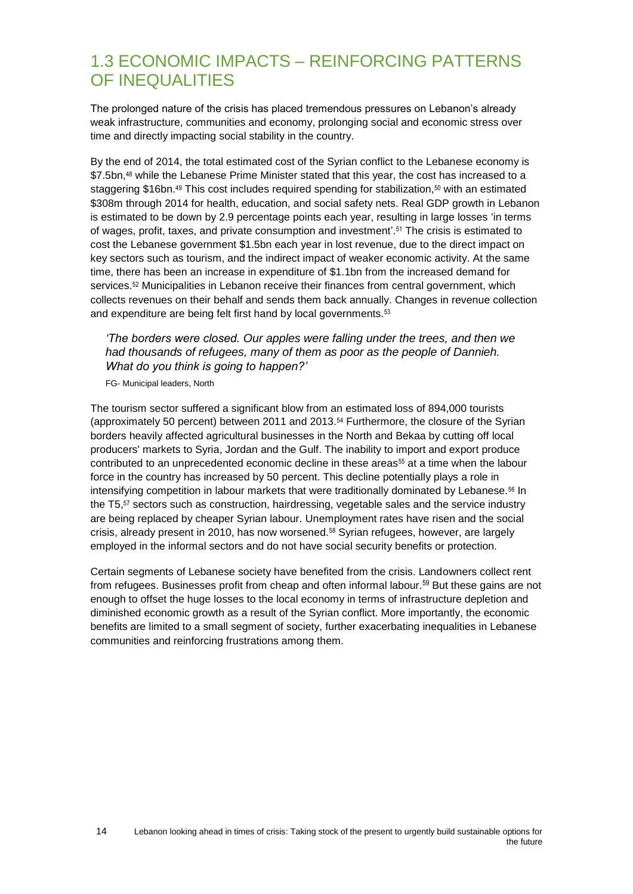## 1.3 ECONOMIC IMPACTS – REINFORCING PATTERNS OF INEQUALITIES

The prolonged nature of the crisis has placed tremendous pressures on Lebanon's already weak infrastructure, communities and economy, prolonging social and economic stress over time and directly impacting social stability in the country.

By the end of 2014, the total estimated cost of the Syrian conflict to the Lebanese economy is \$7.5bn,[48] while the Lebanese Prime Minister stated that this year, the cost has increased to a staggering \$16bn.[49] This cost includes required spending for stabilization,[50] with an estimated \$308m through 2014 for health, education, and social safety nets. Real GDP growth in Lebanon is estimated to be down by 2.9 percentage points each year, resulting in large losses 'in terms of wages, profit, taxes, and private consumption and investment'.[51] The crisis is estimated to cost the Lebanese government \$1.5bn each year in lost revenue, due to the direct impact on key sectors such as tourism, and the indirect impact of weaker economic activity. At the same time, there has been an increase in expenditure of \$1.1bn from the increased demand for services.[52] Municipalities in Lebanon receive their finances from central government, which collects revenues on their behalf and sends them back annually. Changes in revenue collection and expenditure are being felt first hand by local governments.[53]

> *'The borders were closed. Our apples were falling under the trees, and then we had thousands of refugees, many of them as poor as the people of Dannieh. What do you think is going to happen?'*
>
> FG- Municipal leaders, North

The tourism sector suffered a significant blow from an estimated loss of 894,000 tourists (approximately 50 percent) between 2011 and 2013.[54] Furthermore, the closure of the Syrian borders heavily affected agricultural businesses in the North and Bekaa by cutting off local producers' markets to Syria, Jordan and the Gulf. The inability to import and export produce contributed to an unprecedented economic decline in these areas[55] at a time when the labour force in the country has increased by 50 percent. This decline potentially plays a role in intensifying competition in labour markets that were traditionally dominated by Lebanese.[56] In the T5,[57] sectors such as construction, hairdressing, vegetable sales and the service industry are being replaced by cheaper Syrian labour. Unemployment rates have risen and the social crisis, already present in 2010, has now worsened.[58] Syrian refugees, however, are largely employed in the informal sectors and do not have social security benefits or protection.

Certain segments of Lebanese society have benefited from the crisis. Landowners collect rent from refugees. Businesses profit from cheap and often informal labour.[59] But these gains are not enough to offset the huge losses to the local economy in terms of infrastructure depletion and diminished economic growth as a result of the Syrian conflict. More importantly, the economic benefits are limited to a small segment of society, further exacerbating inequalities in Lebanese communities and reinforcing frustrations among them.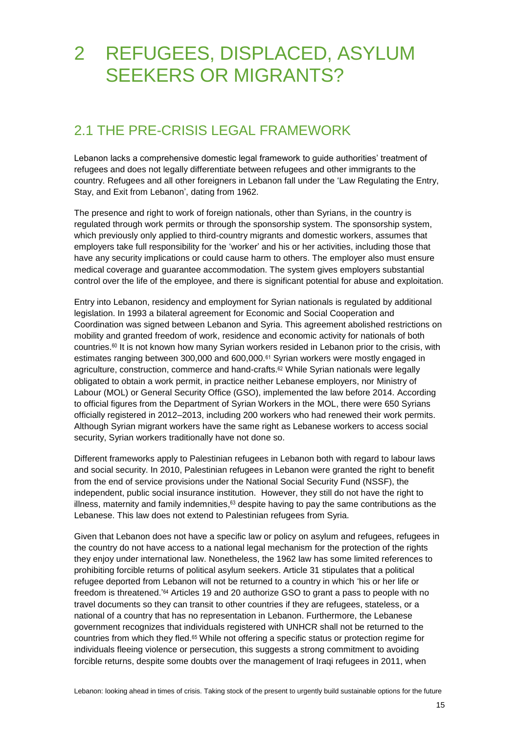# 2 REFUGEES, DISPLACED, ASYLUM SEEKERS OR MIGRANTS?

## 2.1 THE PRE-CRISIS LEGAL FRAMEWORK

Lebanon lacks a comprehensive domestic legal framework to guide authorities' treatment of refugees and does not legally differentiate between refugees and other immigrants to the country. Refugees and all other foreigners in Lebanon fall under the 'Law Regulating the Entry, Stay, and Exit from Lebanon', dating from 1962.

The presence and right to work of foreign nationals, other than Syrians, in the country is regulated through work permits or through the sponsorship system. The sponsorship system, which previously only applied to third-country migrants and domestic workers, assumes that employers take full responsibility for the 'worker' and his or her activities, including those that have any security implications or could cause harm to others. The employer also must ensure medical coverage and guarantee accommodation. The system gives employers substantial control over the life of the employee, and there is significant potential for abuse and exploitation.

Entry into Lebanon, residency and employment for Syrian nationals is regulated by additional legislation. In 1993 a bilateral agreement for Economic and Social Cooperation and Coordination was signed between Lebanon and Syria. This agreement abolished restrictions on mobility and granted freedom of work, residence and economic activity for nationals of both countries.[60] It is not known how many Syrian workers resided in Lebanon prior to the crisis, with estimates ranging between 300,000 and 600,000.[61] Syrian workers were mostly engaged in agriculture, construction, commerce and hand-crafts.[62] While Syrian nationals were legally obligated to obtain a work permit, in practice neither Lebanese employers, nor Ministry of Labour (MOL) or General Security Office (GSO), implemented the law before 2014. According to official figures from the Department of Syrian Workers in the MOL, there were 650 Syrians officially registered in 2012–2013, including 200 workers who had renewed their work permits. Although Syrian migrant workers have the same right as Lebanese workers to access social security, Syrian workers traditionally have not done so.

Different frameworks apply to Palestinian refugees in Lebanon both with regard to labour laws and social security. In 2010, Palestinian refugees in Lebanon were granted the right to benefit from the end of service provisions under the National Social Security Fund (NSSF), the independent, public social insurance institution. However, they still do not have the right to illness, maternity and family indemnities,[63] despite having to pay the same contributions as the Lebanese. This law does not extend to Palestinian refugees from Syria.

Given that Lebanon does not have a specific law or policy on asylum and refugees, refugees in the country do not have access to a national legal mechanism for the protection of the rights they enjoy under international law. Nonetheless, the 1962 law has some limited references to prohibiting forcible returns of political asylum seekers. Article 31 stipulates that a political refugee deported from Lebanon will not be returned to a country in which 'his or her life or freedom is threatened.'[64] Articles 19 and 20 authorize GSO to grant a pass to people with no travel documents so they can transit to other countries if they are refugees, stateless, or a national of a country that has no representation in Lebanon. Furthermore, the Lebanese government recognizes that individuals registered with UNHCR shall not be returned to the countries from which they fled.[65] While not offering a specific status or protection regime for individuals fleeing violence or persecution, this suggests a strong commitment to avoiding forcible returns, despite some doubts over the management of Iraqi refugees in 2011, when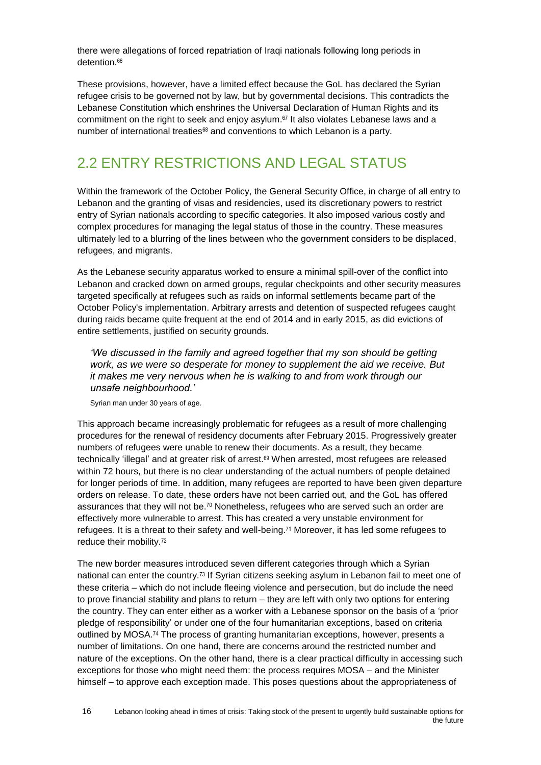there were allegations of forced repatriation of Iraqi nationals following long periods in detention.[66]

These provisions, however, have a limited effect because the GoL has declared the Syrian refugee crisis to be governed not by law, but by governmental decisions. This contradicts the Lebanese Constitution which enshrines the Universal Declaration of Human Rights and its commitment on the right to seek and enjoy asylum.[67] It also violates Lebanese laws and a number of international treaties[68] and conventions to which Lebanon is a party.

## 2.2 ENTRY RESTRICTIONS AND LEGAL STATUS

Within the framework of the October Policy, the General Security Office, in charge of all entry to Lebanon and the granting of visas and residencies, used its discretionary powers to restrict entry of Syrian nationals according to specific categories. It also imposed various costly and complex procedures for managing the legal status of those in the country. These measures ultimately led to a blurring of the lines between who the government considers to be displaced, refugees, and migrants.

As the Lebanese security apparatus worked to ensure a minimal spill-over of the conflict into Lebanon and cracked down on armed groups, regular checkpoints and other security measures targeted specifically at refugees such as raids on informal settlements became part of the October Policy's implementation. Arbitrary arrests and detention of suspected refugees caught during raids became quite frequent at the end of 2014 and in early 2015, as did evictions of entire settlements, justified on security grounds.

> *'We discussed in the family and agreed together that my son should be getting work, as we were so desperate for money to supplement the aid we receive. But it makes me very nervous when he is walking to and from work through our unsafe neighbourhood.'*
>
> Syrian man under 30 years of age.

This approach became increasingly problematic for refugees as a result of more challenging procedures for the renewal of residency documents after February 2015. Progressively greater numbers of refugees were unable to renew their documents. As a result, they became technically 'illegal' and at greater risk of arrest.[69] When arrested, most refugees are released within 72 hours, but there is no clear understanding of the actual numbers of people detained for longer periods of time. In addition, many refugees are reported to have been given departure orders on release. To date, these orders have not been carried out, and the GoL has offered assurances that they will not be.[70] Nonetheless, refugees who are served such an order are effectively more vulnerable to arrest. This has created a very unstable environment for refugees. It is a threat to their safety and well-being.[71] Moreover, it has led some refugees to reduce their mobility.[72]

The new border measures introduced seven different categories through which a Syrian national can enter the country.[73] If Syrian citizens seeking asylum in Lebanon fail to meet one of these criteria – which do not include fleeing violence and persecution, but do include the need to prove financial stability and plans to return – they are left with only two options for entering the country. They can enter either as a worker with a Lebanese sponsor on the basis of a 'prior pledge of responsibility' or under one of the four humanitarian exceptions, based on criteria outlined by MOSA.[74] The process of granting humanitarian exceptions, however, presents a number of limitations. On one hand, there are concerns around the restricted number and nature of the exceptions. On the other hand, there is a clear practical difficulty in accessing such exceptions for those who might need them: the process requires MOSA – and the Minister himself – to approve each exception made. This poses questions about the appropriateness of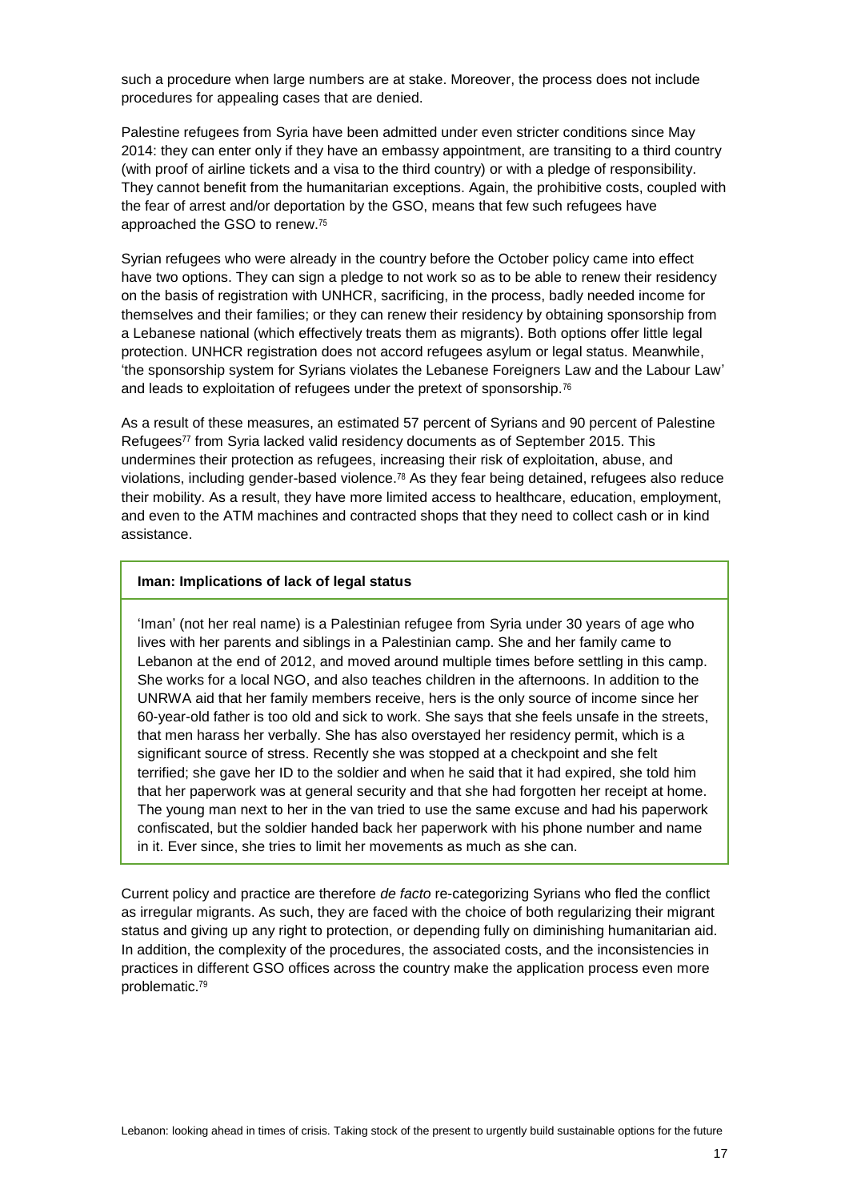such a procedure when large numbers are at stake. Moreover, the process does not include procedures for appealing cases that are denied.

Palestine refugees from Syria have been admitted under even stricter conditions since May 2014: they can enter only if they have an embassy appointment, are transiting to a third country (with proof of airline tickets and a visa to the third country) or with a pledge of responsibility. They cannot benefit from the humanitarian exceptions. Again, the prohibitive costs, coupled with the fear of arrest and/or deportation by the GSO, means that few such refugees have approached the GSO to renew.[75]

Syrian refugees who were already in the country before the October policy came into effect have two options. They can sign a pledge to not work so as to be able to renew their residency on the basis of registration with UNHCR, sacrificing, in the process, badly needed income for themselves and their families; or they can renew their residency by obtaining sponsorship from a Lebanese national (which effectively treats them as migrants). Both options offer little legal protection. UNHCR registration does not accord refugees asylum or legal status. Meanwhile, 'the sponsorship system for Syrians violates the Lebanese Foreigners Law and the Labour Law' and leads to exploitation of refugees under the pretext of sponsorship.[76]

As a result of these measures, an estimated 57 percent of Syrians and 90 percent of Palestine Refugees[77] from Syria lacked valid residency documents as of September 2015. This undermines their protection as refugees, increasing their risk of exploitation, abuse, and violations, including gender-based violence.[78] As they fear being detained, refugees also reduce their mobility. As a result, they have more limited access to healthcare, education, employment, and even to the ATM machines and contracted shops that they need to collect cash or in kind assistance.

**Iman: Implications of lack of legal status**

'Iman' (not her real name) is a Palestinian refugee from Syria under 30 years of age who lives with her parents and siblings in a Palestinian camp. She and her family came to Lebanon at the end of 2012, and moved around multiple times before settling in this camp. She works for a local NGO, and also teaches children in the afternoons. In addition to the UNRWA aid that her family members receive, hers is the only source of income since her 60-year-old father is too old and sick to work. She says that she feels unsafe in the streets, that men harass her verbally. She has also overstayed her residency permit, which is a significant source of stress. Recently she was stopped at a checkpoint and she felt terrified; she gave her ID to the soldier and when he said that it had expired, she told him that her paperwork was at general security and that she had forgotten her receipt at home. The young man next to her in the van tried to use the same excuse and had his paperwork confiscated, but the soldier handed back her paperwork with his phone number and name in it. Ever since, she tries to limit her movements as much as she can.

Current policy and practice are therefore *de facto* re-categorizing Syrians who fled the conflict as irregular migrants. As such, they are faced with the choice of both regularizing their migrant status and giving up any right to protection, or depending fully on diminishing humanitarian aid. In addition, the complexity of the procedures, the associated costs, and the inconsistencies in practices in different GSO offices across the country make the application process even more problematic.[79]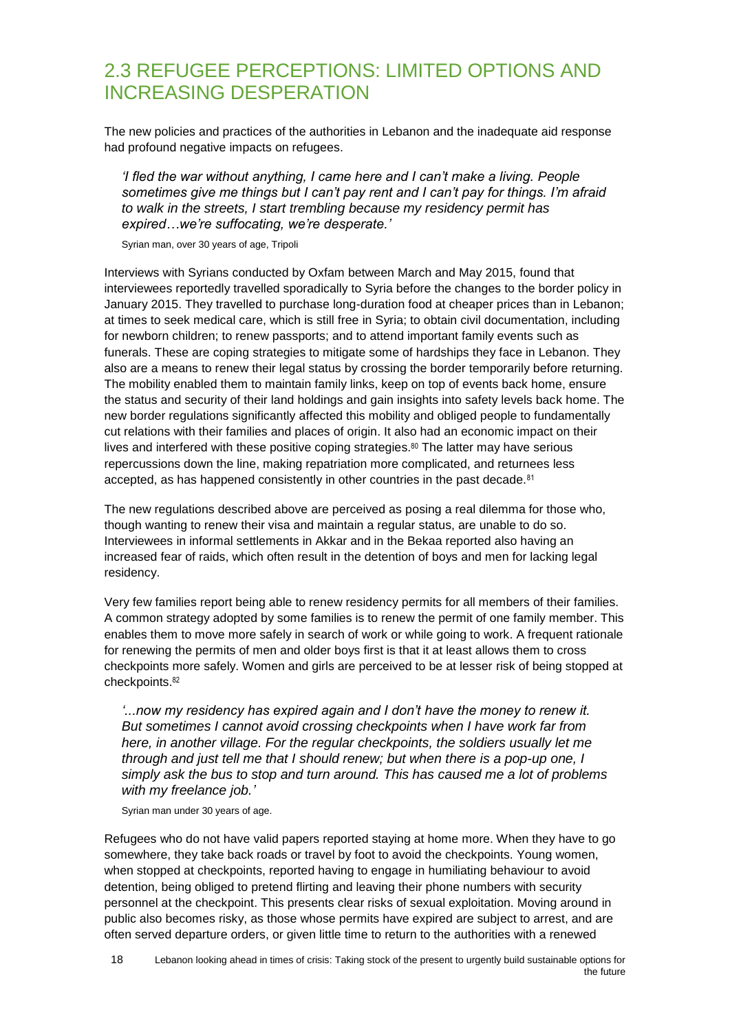## 2.3 REFUGEE PERCEPTIONS: LIMITED OPTIONS AND INCREASING DESPERATION

The new policies and practices of the authorities in Lebanon and the inadequate aid response had profound negative impacts on refugees.

> *'I fled the war without anything, I came here and I can't make a living. People sometimes give me things but I can't pay rent and I can't pay for things. I'm afraid to walk in the streets, I start trembling because my residency permit has expired…we're suffocating, we're desperate.'*
>
> Syrian man, over 30 years of age, Tripoli

Interviews with Syrians conducted by Oxfam between March and May 2015, found that interviewees reportedly travelled sporadically to Syria before the changes to the border policy in January 2015. They travelled to purchase long-duration food at cheaper prices than in Lebanon; at times to seek medical care, which is still free in Syria; to obtain civil documentation, including for newborn children; to renew passports; and to attend important family events such as funerals. These are coping strategies to mitigate some of hardships they face in Lebanon. They also are a means to renew their legal status by crossing the border temporarily before returning. The mobility enabled them to maintain family links, keep on top of events back home, ensure the status and security of their land holdings and gain insights into safety levels back home. The new border regulations significantly affected this mobility and obliged people to fundamentally cut relations with their families and places of origin. It also had an economic impact on their lives and interfered with these positive coping strategies.[80] The latter may have serious repercussions down the line, making repatriation more complicated, and returnees less accepted, as has happened consistently in other countries in the past decade.[81]

The new regulations described above are perceived as posing a real dilemma for those who, though wanting to renew their visa and maintain a regular status, are unable to do so. Interviewees in informal settlements in Akkar and in the Bekaa reported also having an increased fear of raids, which often result in the detention of boys and men for lacking legal residency.

Very few families report being able to renew residency permits for all members of their families. A common strategy adopted by some families is to renew the permit of one family member. This enables them to move more safely in search of work or while going to work. A frequent rationale for renewing the permits of men and older boys first is that it at least allows them to cross checkpoints more safely. Women and girls are perceived to be at lesser risk of being stopped at checkpoints.[82]

> *'...now my residency has expired again and I don't have the money to renew it. But sometimes I cannot avoid crossing checkpoints when I have work far from here, in another village. For the regular checkpoints, the soldiers usually let me through and just tell me that I should renew; but when there is a pop-up one, I simply ask the bus to stop and turn around. This has caused me a lot of problems with my freelance job.'*
>
> Syrian man under 30 years of age.

Refugees who do not have valid papers reported staying at home more. When they have to go somewhere, they take back roads or travel by foot to avoid the checkpoints. Young women, when stopped at checkpoints, reported having to engage in humiliating behaviour to avoid detention, being obliged to pretend flirting and leaving their phone numbers with security personnel at the checkpoint. This presents clear risks of sexual exploitation. Moving around in public also becomes risky, as those whose permits have expired are subject to arrest, and are often served departure orders, or given little time to return to the authorities with a renewed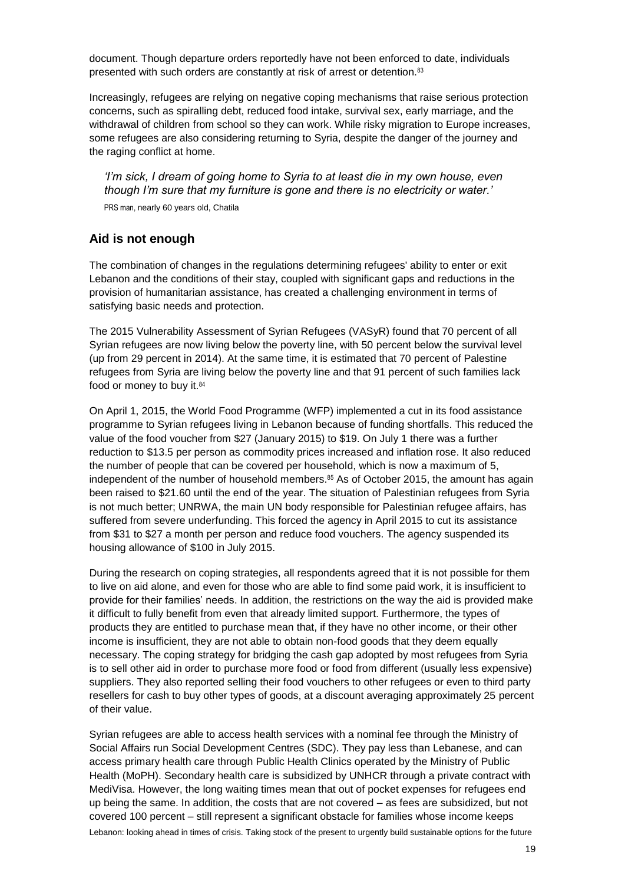document. Though departure orders reportedly have not been enforced to date, individuals presented with such orders are constantly at risk of arrest or detention.[83]

Increasingly, refugees are relying on negative coping mechanisms that raise serious protection concerns, such as spiralling debt, reduced food intake, survival sex, early marriage, and the withdrawal of children from school so they can work. While risky migration to Europe increases, some refugees are also considering returning to Syria, despite the danger of the journey and the raging conflict at home.

> *'I'm sick, I dream of going home to Syria to at least die in my own house, even though I'm sure that my furniture is gone and there is no electricity or water.'*
>
> PRS man, nearly 60 years old, Chatila

## Aid is not enough

The combination of changes in the regulations determining refugees' ability to enter or exit Lebanon and the conditions of their stay, coupled with significant gaps and reductions in the provision of humanitarian assistance, has created a challenging environment in terms of satisfying basic needs and protection.

The 2015 Vulnerability Assessment of Syrian Refugees (VASyR) found that 70 percent of all Syrian refugees are now living below the poverty line, with 50 percent below the survival level (up from 29 percent in 2014). At the same time, it is estimated that 70 percent of Palestine refugees from Syria are living below the poverty line and that 91 percent of such families lack food or money to buy it.[84]

On April 1, 2015, the World Food Programme (WFP) implemented a cut in its food assistance programme to Syrian refugees living in Lebanon because of funding shortfalls. This reduced the value of the food voucher from $27 (January 2015) to $19. On July 1 there was a further reduction to $13.5 per person as commodity prices increased and inflation rose. It also reduced the number of people that can be covered per household, which is now a maximum of 5, independent of the number of household members.[85] As of October 2015, the amount has again been raised to $21.60 until the end of the year. The situation of Palestinian refugees from Syria is not much better; UNRWA, the main UN body responsible for Palestinian refugee affairs, has suffered from severe underfunding. This forced the agency in April 2015 to cut its assistance from $31 to $27 a month per person and reduce food vouchers. The agency suspended its housing allowance of $100 in July 2015.

During the research on coping strategies, all respondents agreed that it is not possible for them to live on aid alone, and even for those who are able to find some paid work, it is insufficient to provide for their families' needs. In addition, the restrictions on the way the aid is provided make it difficult to fully benefit from even that already limited support. Furthermore, the types of products they are entitled to purchase mean that, if they have no other income, or their other income is insufficient, they are not able to obtain non-food goods that they deem equally necessary. The coping strategy for bridging the cash gap adopted by most refugees from Syria is to sell other aid in order to purchase more food or food from different (usually less expensive) suppliers. They also reported selling their food vouchers to other refugees or even to third party resellers for cash to buy other types of goods, at a discount averaging approximately 25 percent of their value.

Syrian refugees are able to access health services with a nominal fee through the Ministry of Social Affairs run Social Development Centres (SDC). They pay less than Lebanese, and can access primary health care through Public Health Clinics operated by the Ministry of Public Health (MoPH). Secondary health care is subsidized by UNHCR through a private contract with MediVisa. However, the long waiting times mean that out of pocket expenses for refugees end up being the same. In addition, the costs that are not covered – as fees are subsidized, but not covered 100 percent – still represent a significant obstacle for families whose income keeps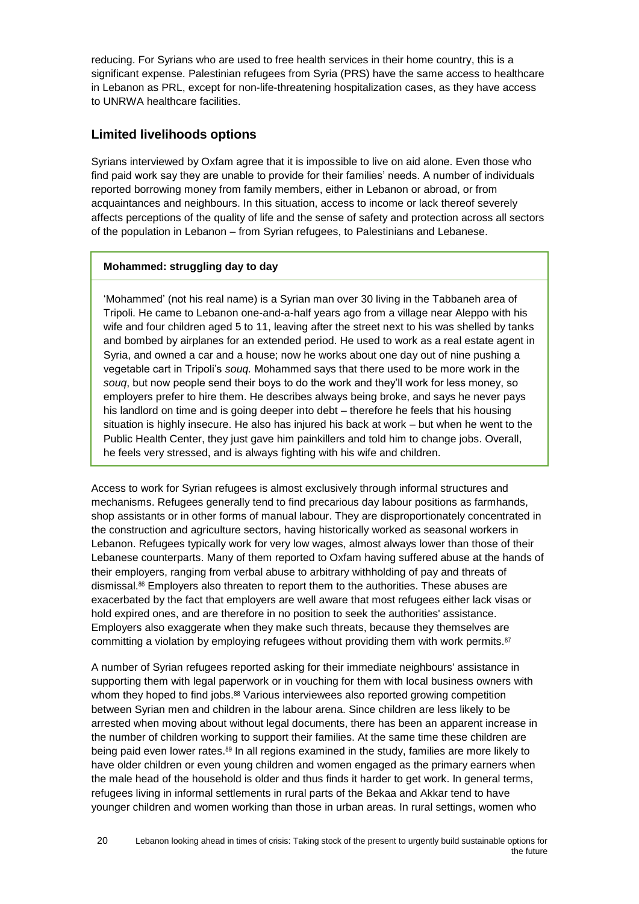reducing. For Syrians who are used to free health services in their home country, this is a significant expense. Palestinian refugees from Syria (PRS) have the same access to healthcare in Lebanon as PRL, except for non-life-threatening hospitalization cases, as they have access to UNRWA healthcare facilities.

## Limited livelihoods options

Syrians interviewed by Oxfam agree that it is impossible to live on aid alone. Even those who find paid work say they are unable to provide for their families' needs. A number of individuals reported borrowing money from family members, either in Lebanon or abroad, or from acquaintances and neighbours. In this situation, access to income or lack thereof severely affects perceptions of the quality of life and the sense of safety and protection across all sectors of the population in Lebanon – from Syrian refugees, to Palestinians and Lebanese.

> **Mohammed: struggling day to day**
>
> 'Mohammed' (not his real name) is a Syrian man over 30 living in the Tabbaneh area of Tripoli. He came to Lebanon one-and-a-half years ago from a village near Aleppo with his wife and four children aged 5 to 11, leaving after the street next to his was shelled by tanks and bombed by airplanes for an extended period. He used to work as a real estate agent in Syria, and owned a car and a house; now he works about one day out of nine pushing a vegetable cart in Tripoli's *souq.* Mohammed says that there used to be more work in the *souq*, but now people send their boys to do the work and they'll work for less money, so employers prefer to hire them. He describes always being broke, and says he never pays his landlord on time and is going deeper into debt – therefore he feels that his housing situation is highly insecure. He also has injured his back at work – but when he went to the Public Health Center, they just gave him painkillers and told him to change jobs. Overall, he feels very stressed, and is always fighting with his wife and children.

Access to work for Syrian refugees is almost exclusively through informal structures and mechanisms. Refugees generally tend to find precarious day labour positions as farmhands, shop assistants or in other forms of manual labour. They are disproportionately concentrated in the construction and agriculture sectors, having historically worked as seasonal workers in Lebanon. Refugees typically work for very low wages, almost always lower than those of their Lebanese counterparts. Many of them reported to Oxfam having suffered abuse at the hands of their employers, ranging from verbal abuse to arbitrary withholding of pay and threats of dismissal.[86] Employers also threaten to report them to the authorities. These abuses are exacerbated by the fact that employers are well aware that most refugees either lack visas or hold expired ones, and are therefore in no position to seek the authorities' assistance. Employers also exaggerate when they make such threats, because they themselves are committing a violation by employing refugees without providing them with work permits.[87]

A number of Syrian refugees reported asking for their immediate neighbours' assistance in supporting them with legal paperwork or in vouching for them with local business owners with whom they hoped to find jobs.[88] Various interviewees also reported growing competition between Syrian men and children in the labour arena. Since children are less likely to be arrested when moving about without legal documents, there has been an apparent increase in the number of children working to support their families. At the same time these children are being paid even lower rates.[89] In all regions examined in the study, families are more likely to have older children or even young children and women engaged as the primary earners when the male head of the household is older and thus finds it harder to get work. In general terms, refugees living in informal settlements in rural parts of the Bekaa and Akkar tend to have younger children and women working than those in urban areas. In rural settings, women who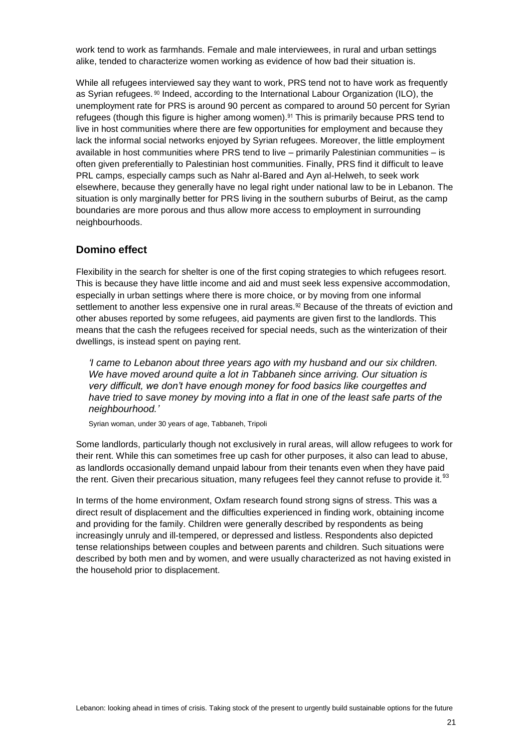work tend to work as farmhands. Female and male interviewees, in rural and urban settings alike, tended to characterize women working as evidence of how bad their situation is.

While all refugees interviewed say they want to work, PRS tend not to have work as frequently as Syrian refugees.[90] Indeed, according to the International Labour Organization (ILO), the unemployment rate for PRS is around 90 percent as compared to around 50 percent for Syrian refugees (though this figure is higher among women).[91] This is primarily because PRS tend to live in host communities where there are few opportunities for employment and because they lack the informal social networks enjoyed by Syrian refugees. Moreover, the little employment available in host communities where PRS tend to live – primarily Palestinian communities – is often given preferentially to Palestinian host communities. Finally, PRS find it difficult to leave PRL camps, especially camps such as Nahr al-Bared and Ayn al-Helweh, to seek work elsewhere, because they generally have no legal right under national law to be in Lebanon. The situation is only marginally better for PRS living in the southern suburbs of Beirut, as the camp boundaries are more porous and thus allow more access to employment in surrounding neighbourhoods.

## Domino effect

Flexibility in the search for shelter is one of the first coping strategies to which refugees resort. This is because they have little income and aid and must seek less expensive accommodation, especially in urban settings where there is more choice, or by moving from one informal settlement to another less expensive one in rural areas.[92] Because of the threats of eviction and other abuses reported by some refugees, aid payments are given first to the landlords. This means that the cash the refugees received for special needs, such as the winterization of their dwellings, is instead spent on paying rent.

> *'I came to Lebanon about three years ago with my husband and our six children. We have moved around quite a lot in Tabbaneh since arriving. Our situation is very difficult, we don't have enough money for food basics like courgettes and have tried to save money by moving into a flat in one of the least safe parts of the neighbourhood.'*
>
> Syrian woman, under 30 years of age, Tabbaneh, Tripoli

Some landlords, particularly though not exclusively in rural areas, will allow refugees to work for their rent. While this can sometimes free up cash for other purposes, it also can lead to abuse, as landlords occasionally demand unpaid labour from their tenants even when they have paid the rent. Given their precarious situation, many refugees feel they cannot refuse to provide it.[93]

In terms of the home environment, Oxfam research found strong signs of stress. This was a direct result of displacement and the difficulties experienced in finding work, obtaining income and providing for the family. Children were generally described by respondents as being increasingly unruly and ill-tempered, or depressed and listless. Respondents also depicted tense relationships between couples and between parents and children. Such situations were described by both men and by women, and were usually characterized as not having existed in the household prior to displacement.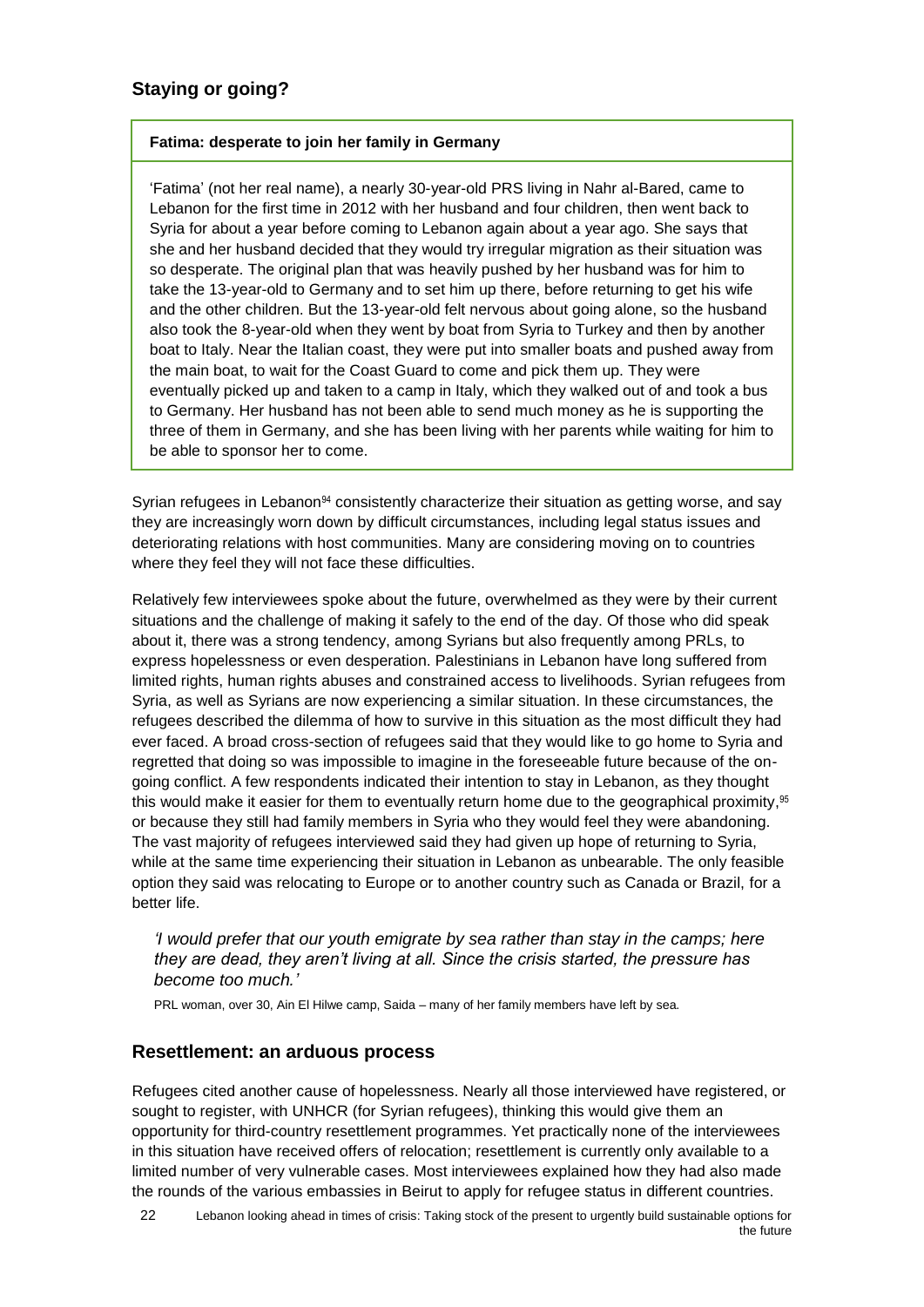## Staying or going?

> **Fatima: desperate to join her family in Germany**
>
> 'Fatima' (not her real name), a nearly 30-year-old PRS living in Nahr al-Bared, came to Lebanon for the first time in 2012 with her husband and four children, then went back to Syria for about a year before coming to Lebanon again about a year ago. She says that she and her husband decided that they would try irregular migration as their situation was so desperate. The original plan that was heavily pushed by her husband was for him to take the 13-year-old to Germany and to set him up there, before returning to get his wife and the other children. But the 13-year-old felt nervous about going alone, so the husband also took the 8-year-old when they went by boat from Syria to Turkey and then by another boat to Italy. Near the Italian coast, they were put into smaller boats and pushed away from the main boat, to wait for the Coast Guard to come and pick them up. They were eventually picked up and taken to a camp in Italy, which they walked out of and took a bus to Germany. Her husband has not been able to send much money as he is supporting the three of them in Germany, and she has been living with her parents while waiting for him to be able to sponsor her to come.

Syrian refugees in Lebanon[94] consistently characterize their situation as getting worse, and say they are increasingly worn down by difficult circumstances, including legal status issues and deteriorating relations with host communities. Many are considering moving on to countries where they feel they will not face these difficulties.

Relatively few interviewees spoke about the future, overwhelmed as they were by their current situations and the challenge of making it safely to the end of the day. Of those who did speak about it, there was a strong tendency, among Syrians but also frequently among PRLs, to express hopelessness or even desperation. Palestinians in Lebanon have long suffered from limited rights, human rights abuses and constrained access to livelihoods. Syrian refugees from Syria, as well as Syrians are now experiencing a similar situation. In these circumstances, the refugees described the dilemma of how to survive in this situation as the most difficult they had ever faced. A broad cross-section of refugees said that they would like to go home to Syria and regretted that doing so was impossible to imagine in the foreseeable future because of the on-going conflict. A few respondents indicated their intention to stay in Lebanon, as they thought this would make it easier for them to eventually return home due to the geographical proximity,[95] or because they still had family members in Syria who they would feel they were abandoning. The vast majority of refugees interviewed said they had given up hope of returning to Syria, while at the same time experiencing their situation in Lebanon as unbearable. The only feasible option they said was relocating to Europe or to another country such as Canada or Brazil, for a better life.

> *'I would prefer that our youth emigrate by sea rather than stay in the camps; here they are dead, they aren't living at all. Since the crisis started, the pressure has become too much.'*
>
> PRL woman, over 30, Ain El Hilwe camp, Saida – many of her family members have left by sea.

## Resettlement: an arduous process

Refugees cited another cause of hopelessness. Nearly all those interviewed have registered, or sought to register, with UNHCR (for Syrian refugees), thinking this would give them an opportunity for third-country resettlement programmes. Yet practically none of the interviewees in this situation have received offers of relocation; resettlement is currently only available to a limited number of very vulnerable cases. Most interviewees explained how they had also made the rounds of the various embassies in Beirut to apply for refugee status in different countries.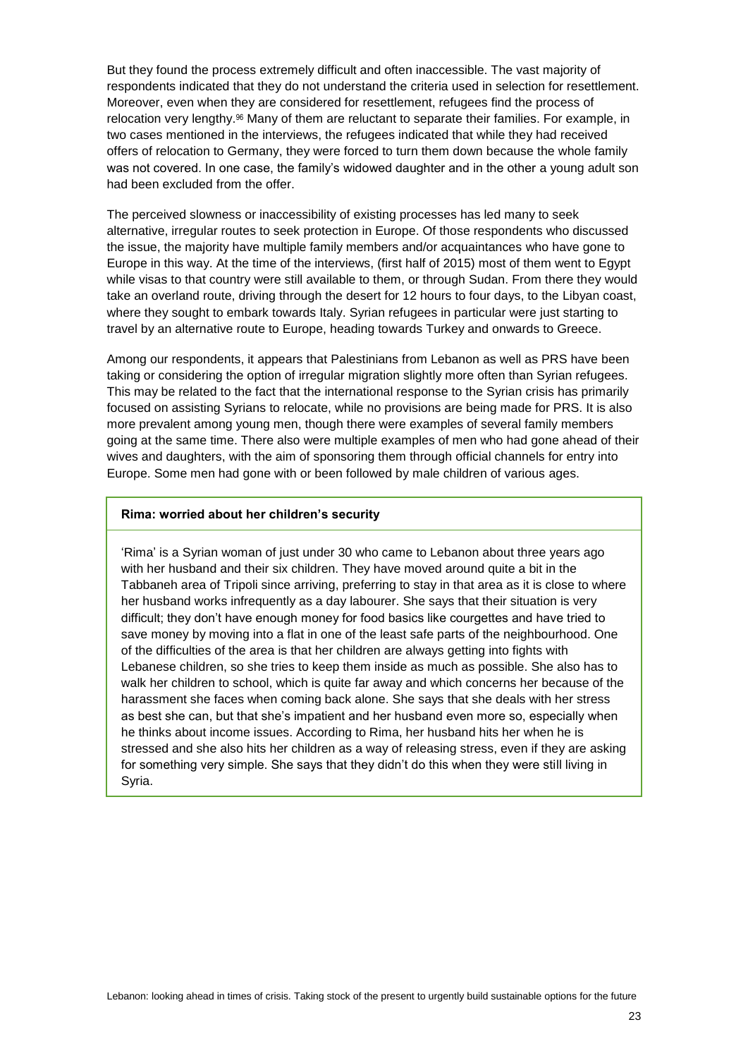But they found the process extremely difficult and often inaccessible. The vast majority of respondents indicated that they do not understand the criteria used in selection for resettlement. Moreover, even when they are considered for resettlement, refugees find the process of relocation very lengthy.[96] Many of them are reluctant to separate their families. For example, in two cases mentioned in the interviews, the refugees indicated that while they had received offers of relocation to Germany, they were forced to turn them down because the whole family was not covered. In one case, the family's widowed daughter and in the other a young adult son had been excluded from the offer.

The perceived slowness or inaccessibility of existing processes has led many to seek alternative, irregular routes to seek protection in Europe. Of those respondents who discussed the issue, the majority have multiple family members and/or acquaintances who have gone to Europe in this way. At the time of the interviews, (first half of 2015) most of them went to Egypt while visas to that country were still available to them, or through Sudan. From there they would take an overland route, driving through the desert for 12 hours to four days, to the Libyan coast, where they sought to embark towards Italy. Syrian refugees in particular were just starting to travel by an alternative route to Europe, heading towards Turkey and onwards to Greece.

Among our respondents, it appears that Palestinians from Lebanon as well as PRS have been taking or considering the option of irregular migration slightly more often than Syrian refugees. This may be related to the fact that the international response to the Syrian crisis has primarily focused on assisting Syrians to relocate, while no provisions are being made for PRS. It is also more prevalent among young men, though there were examples of several family members going at the same time. There also were multiple examples of men who had gone ahead of their wives and daughters, with the aim of sponsoring them through official channels for entry into Europe. Some men had gone with or been followed by male children of various ages.

**Rima: worried about her children's security**

'Rima' is a Syrian woman of just under 30 who came to Lebanon about three years ago with her husband and their six children. They have moved around quite a bit in the Tabbaneh area of Tripoli since arriving, preferring to stay in that area as it is close to where her husband works infrequently as a day labourer. She says that their situation is very difficult; they don't have enough money for food basics like courgettes and have tried to save money by moving into a flat in one of the least safe parts of the neighbourhood. One of the difficulties of the area is that her children are always getting into fights with Lebanese children, so she tries to keep them inside as much as possible. She also has to walk her children to school, which is quite far away and which concerns her because of the harassment she faces when coming back alone. She says that she deals with her stress as best she can, but that she's impatient and her husband even more so, especially when he thinks about income issues. According to Rima, her husband hits her when he is stressed and she also hits her children as a way of releasing stress, even if they are asking for something very simple. She says that they didn't do this when they were still living in Syria.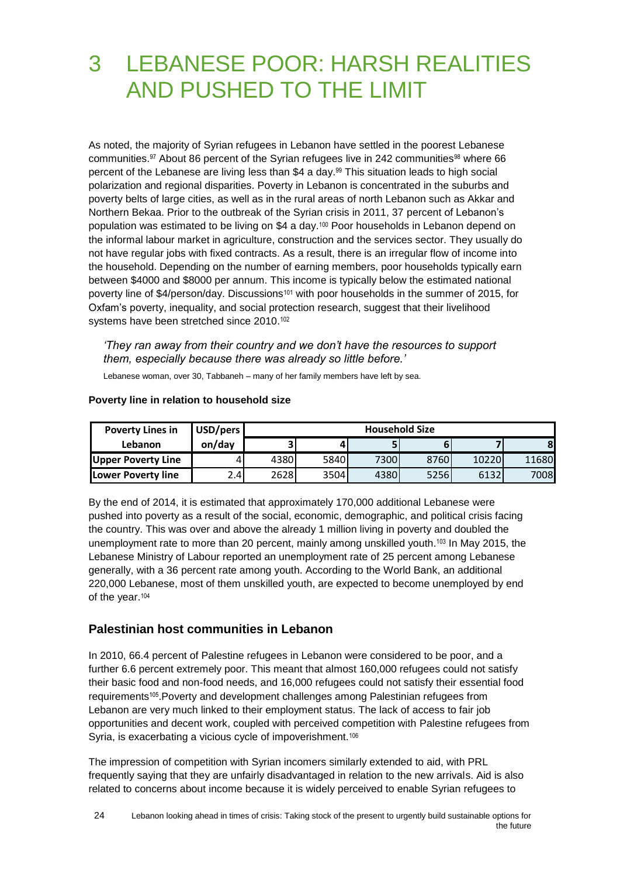# 3 LEBANESE POOR: HARSH REALITIES AND PUSHED TO THE LIMIT

As noted, the majority of Syrian refugees in Lebanon have settled in the poorest Lebanese communities.[97] About 86 percent of the Syrian refugees live in 242 communities[98] where 66 percent of the Lebanese are living less than $4 a day.[99] This situation leads to high social polarization and regional disparities. Poverty in Lebanon is concentrated in the suburbs and poverty belts of large cities, as well as in the rural areas of north Lebanon such as Akkar and Northern Bekaa. Prior to the outbreak of the Syrian crisis in 2011, 37 percent of Lebanon's population was estimated to be living on $4 a day.[100] Poor households in Lebanon depend on the informal labour market in agriculture, construction and the services sector. They usually do not have regular jobs with fixed contracts. As a result, there is an irregular flow of income into the household. Depending on the number of earning members, poor households typically earn between $4000 and $8000 per annum. This income is typically below the estimated national poverty line of $4/person/day. Discussions[101] with poor households in the summer of 2015, for Oxfam's poverty, inequality, and social protection research, suggest that their livelihood systems have been stretched since 2010.[102]

> *'They ran away from their country and we don't have the resources to support them, especially because there was already so little before.'*
>
> Lebanese woman, over 30, Tabbaneh – many of her family members have left by sea.

**Poverty line in relation to household size**

| Poverty Lines in Lebanon | USD/person/day | Household Size | | | | | |
|---|---|---|---|---|---|---|---|
| | | 3 | 4 | 5 | 6 | 7 | 8 |
| **Upper Poverty Line** | 4 | 4380 | 5840 | 7300 | 8760 | 10220 | 11680 |
| **Lower Poverty line** | 2.4 | 2628 | 3504 | 4380 | 5256 | 6132 | 7008 |

By the end of 2014, it is estimated that approximately 170,000 additional Lebanese were pushed into poverty as a result of the social, economic, demographic, and political crisis facing the country. This was over and above the already 1 million living in poverty and doubled the unemployment rate to more than 20 percent, mainly among unskilled youth.[103] In May 2015, the Lebanese Ministry of Labour reported an unemployment rate of 25 percent among Lebanese generally, with a 36 percent rate among youth. According to the World Bank, an additional 220,000 Lebanese, most of them unskilled youth, are expected to become unemployed by end of the year.[104]

## Palestinian host communities in Lebanon

In 2010, 66.4 percent of Palestine refugees in Lebanon were considered to be poor, and a further 6.6 percent extremely poor. This meant that almost 160,000 refugees could not satisfy their basic food and non-food needs, and 16,000 refugees could not satisfy their essential food requirements[105].Poverty and development challenges among Palestinian refugees from Lebanon are very much linked to their employment status. The lack of access to fair job opportunities and decent work, coupled with perceived competition with Palestine refugees from Syria, is exacerbating a vicious cycle of impoverishment.[106]

The impression of competition with Syrian incomers similarly extended to aid, with PRL frequently saying that they are unfairly disadvantaged in relation to the new arrivals. Aid is also related to concerns about income because it is widely perceived to enable Syrian refugees to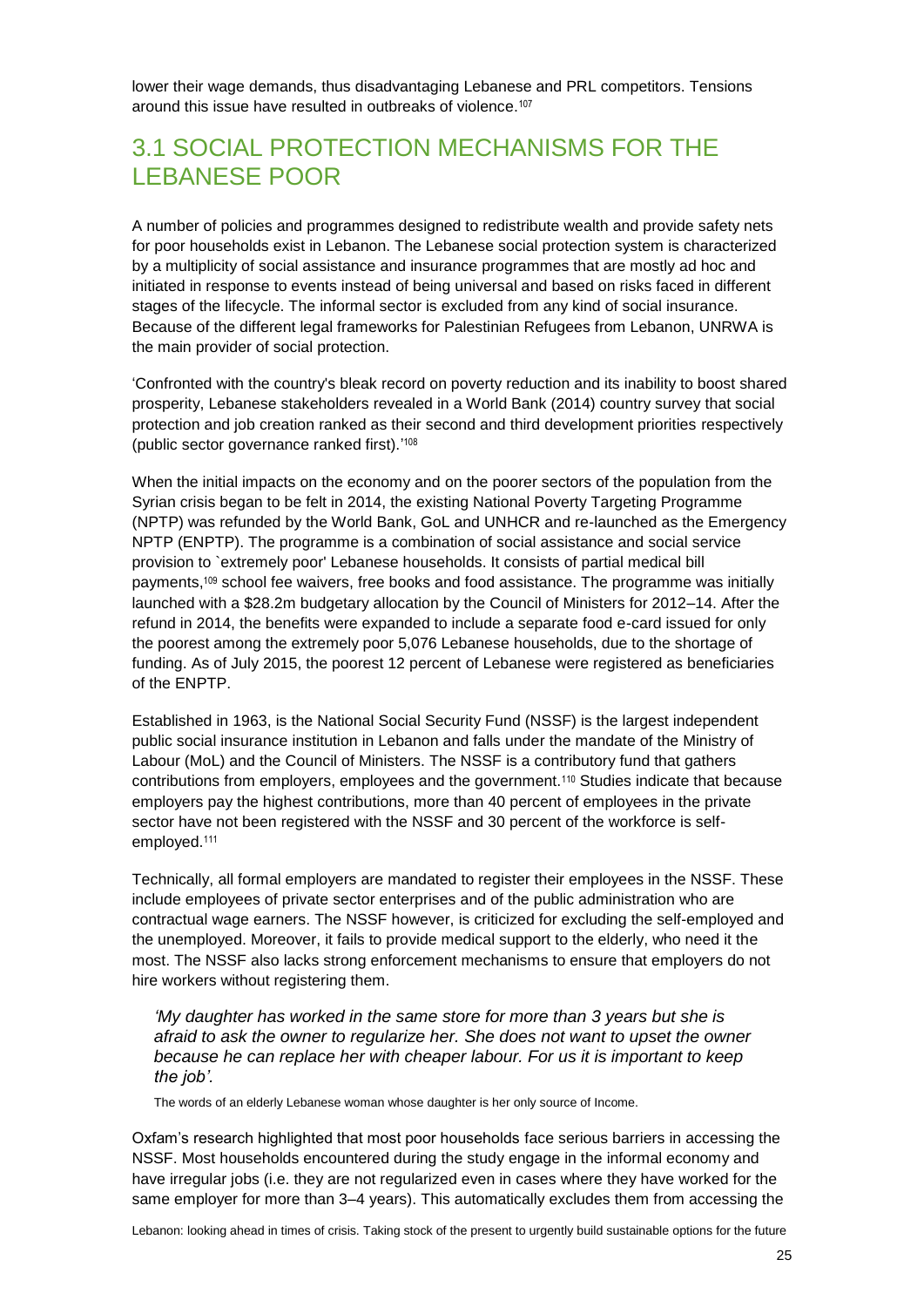lower their wage demands, thus disadvantaging Lebanese and PRL competitors. Tensions around this issue have resulted in outbreaks of violence.[107]

## 3.1 SOCIAL PROTECTION MECHANISMS FOR THE LEBANESE POOR

A number of policies and programmes designed to redistribute wealth and provide safety nets for poor households exist in Lebanon. The Lebanese social protection system is characterized by a multiplicity of social assistance and insurance programmes that are mostly ad hoc and initiated in response to events instead of being universal and based on risks faced in different stages of the lifecycle. The informal sector is excluded from any kind of social insurance. Because of the different legal frameworks for Palestinian Refugees from Lebanon, UNRWA is the main provider of social protection.

'Confronted with the country's bleak record on poverty reduction and its inability to boost shared prosperity, Lebanese stakeholders revealed in a World Bank (2014) country survey that social protection and job creation ranked as their second and third development priorities respectively (public sector governance ranked first).'[108]

When the initial impacts on the economy and on the poorer sectors of the population from the Syrian crisis began to be felt in 2014, the existing National Poverty Targeting Programme (NPTP) was refunded by the World Bank, GoL and UNHCR and re-launched as the Emergency NPTP (ENPTP). The programme is a combination of social assistance and social service provision to `extremely poor' Lebanese households. It consists of partial medical bill payments,[109] school fee waivers, free books and food assistance. The programme was initially launched with a $28.2m budgetary allocation by the Council of Ministers for 2012–14. After the refund in 2014, the benefits were expanded to include a separate food e-card issued for only the poorest among the extremely poor 5,076 Lebanese households, due to the shortage of funding. As of July 2015, the poorest 12 percent of Lebanese were registered as beneficiaries of the ENPTP.

Established in 1963, is the National Social Security Fund (NSSF) is the largest independent public social insurance institution in Lebanon and falls under the mandate of the Ministry of Labour (MoL) and the Council of Ministers. The NSSF is a contributory fund that gathers contributions from employers, employees and the government.[110] Studies indicate that because employers pay the highest contributions, more than 40 percent of employees in the private sector have not been registered with the NSSF and 30 percent of the workforce is self-employed.[111]

Technically, all formal employers are mandated to register their employees in the NSSF. These include employees of private sector enterprises and of the public administration who are contractual wage earners. The NSSF however, is criticized for excluding the self-employed and the unemployed. Moreover, it fails to provide medical support to the elderly, who need it the most. The NSSF also lacks strong enforcement mechanisms to ensure that employers do not hire workers without registering them.

> *'My daughter has worked in the same store for more than 3 years but she is afraid to ask the owner to regularize her. She does not want to upset the owner because he can replace her with cheaper labour. For us it is important to keep the job'.*
>
> The words of an elderly Lebanese woman whose daughter is her only source of Income.

Oxfam's research highlighted that most poor households face serious barriers in accessing the NSSF. Most households encountered during the study engage in the informal economy and have irregular jobs (i.e. they are not regularized even in cases where they have worked for the same employer for more than 3–4 years). This automatically excludes them from accessing the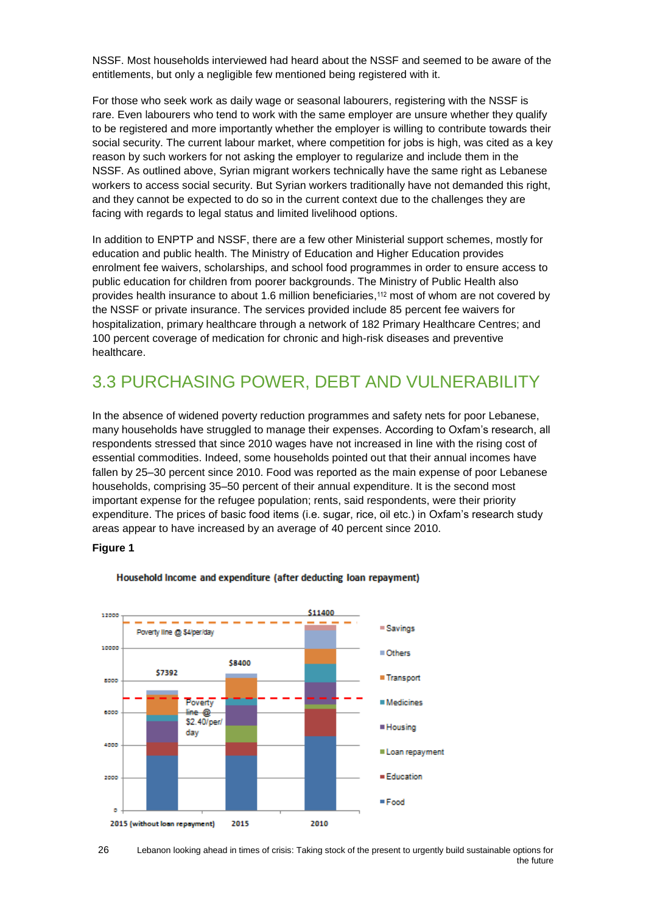NSSF. Most households interviewed had heard about the NSSF and seemed to be aware of the entitlements, but only a negligible few mentioned being registered with it.

For those who seek work as daily wage or seasonal labourers, registering with the NSSF is rare. Even labourers who tend to work with the same employer are unsure whether they qualify to be registered and more importantly whether the employer is willing to contribute towards their social security. The current labour market, where competition for jobs is high, was cited as a key reason by such workers for not asking the employer to regularize and include them in the NSSF. As outlined above, Syrian migrant workers technically have the same right as Lebanese workers to access social security. But Syrian workers traditionally have not demanded this right, and they cannot be expected to do so in the current context due to the challenges they are facing with regards to legal status and limited livelihood options.

In addition to ENPTP and NSSF, there are a few other Ministerial support schemes, mostly for education and public health. The Ministry of Education and Higher Education provides enrolment fee waivers, scholarships, and school food programmes in order to ensure access to public education for children from poorer backgrounds. The Ministry of Public Health also provides health insurance to about 1.6 million beneficiaries,[112] most of whom are not covered by the NSSF or private insurance. The services provided include 85 percent fee waivers for hospitalization, primary healthcare through a network of 182 Primary Healthcare Centres; and 100 percent coverage of medication for chronic and high-risk diseases and preventive healthcare.

## 3.3 PURCHASING POWER, DEBT AND VULNERABILITY

In the absence of widened poverty reduction programmes and safety nets for poor Lebanese, many households have struggled to manage their expenses. According to Oxfam's research, all respondents stressed that since 2010 wages have not increased in line with the rising cost of essential commodities. Indeed, some households pointed out that their annual incomes have fallen by 25–30 percent since 2010. Food was reported as the main expense of poor Lebanese households, comprising 35–50 percent of their annual expenditure. It is the second most important expense for the refugee population; rents, said respondents, were their priority expenditure. The prices of basic food items (i.e. sugar, rice, oil etc.) in Oxfam's research study areas appear to have increased by an average of 40 percent since 2010.

**Figure 1**

Household Income and expenditure (after deducting loan repayment)

Poverty line @ $4/per/day

Poverty line @ $2.40/per/day

| | 2015 (without loan repayment) | 2015 | 2010 |
|---|---|---|---|
| Total | $7392 | $8400 | $11400 |

Legend: Savings, Others, Transport, Medicines, Housing, Loan repayment, Education, Food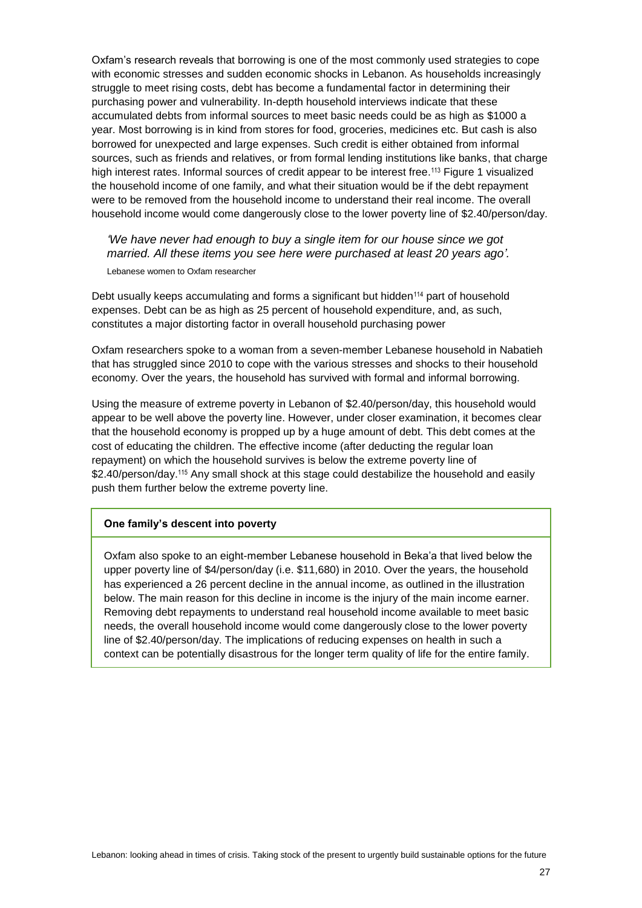Oxfam's research reveals that borrowing is one of the most commonly used strategies to cope with economic stresses and sudden economic shocks in Lebanon. As households increasingly struggle to meet rising costs, debt has become a fundamental factor in determining their purchasing power and vulnerability. In-depth household interviews indicate that these accumulated debts from informal sources to meet basic needs could be as high as $1000 a year. Most borrowing is in kind from stores for food, groceries, medicines etc. But cash is also borrowed for unexpected and large expenses. Such credit is either obtained from informal sources, such as friends and relatives, or from formal lending institutions like banks, that charge high interest rates. Informal sources of credit appear to be interest free.[113] Figure 1 visualized the household income of one family, and what their situation would be if the debt repayment were to be removed from the household income to understand their real income. The overall household income would come dangerously close to the lower poverty line of $2.40/person/day.

> *'We have never had enough to buy a single item for our house since we got married. All these items you see here were purchased at least 20 years ago'.*
>
> Lebanese women to Oxfam researcher

Debt usually keeps accumulating and forms a significant but hidden[114] part of household expenses. Debt can be as high as 25 percent of household expenditure, and, as such, constitutes a major distorting factor in overall household purchasing power

Oxfam researchers spoke to a woman from a seven-member Lebanese household in Nabatieh that has struggled since 2010 to cope with the various stresses and shocks to their household economy. Over the years, the household has survived with formal and informal borrowing.

Using the measure of extreme poverty in Lebanon of $2.40/person/day, this household would appear to be well above the poverty line. However, under closer examination, it becomes clear that the household economy is propped up by a huge amount of debt. This debt comes at the cost of educating the children. The effective income (after deducting the regular loan repayment) on which the household survives is below the extreme poverty line of $2.40/person/day.[115] Any small shock at this stage could destabilize the household and easily push them further below the extreme poverty line.

**One family's descent into poverty**

Oxfam also spoke to an eight-member Lebanese household in Beka'a that lived below the upper poverty line of $4/person/day (i.e. $11,680) in 2010. Over the years, the household has experienced a 26 percent decline in the annual income, as outlined in the illustration below. The main reason for this decline in income is the injury of the main income earner. Removing debt repayments to understand real household income available to meet basic needs, the overall household income would come dangerously close to the lower poverty line of $2.40/person/day. The implications of reducing expenses on health in such a context can be potentially disastrous for the longer term quality of life for the entire family.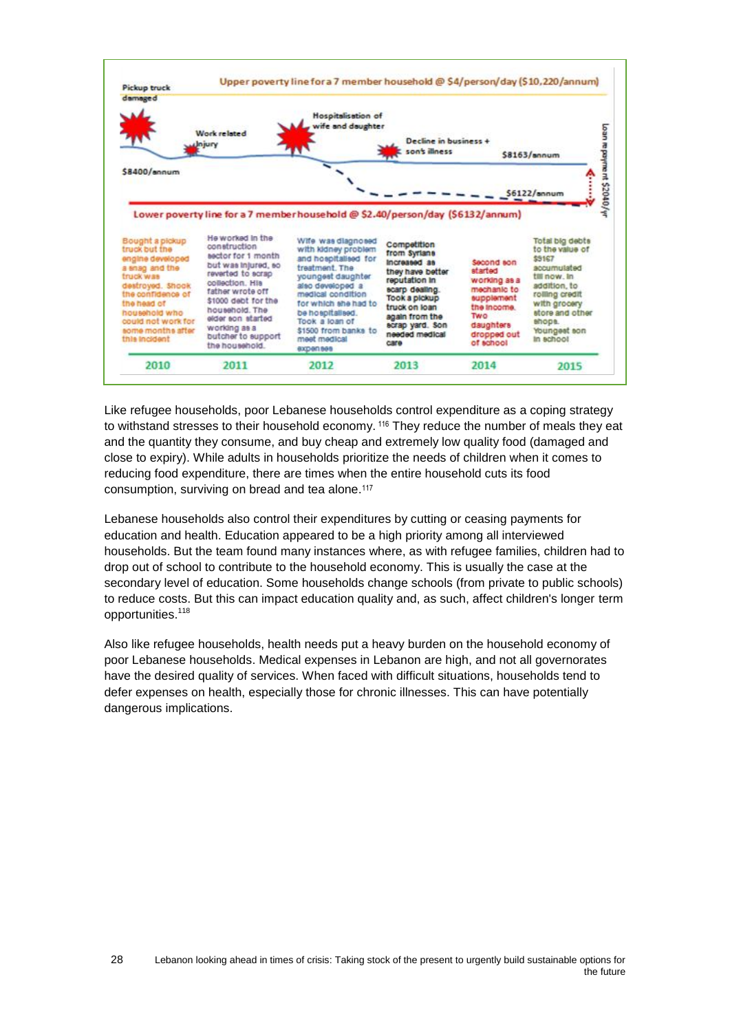Upper poverty line for a 7 member household @ $4/person/day ($10,220/annum)

Pickup truck damaged — Work related Injury — Hospitalisation of wife and daughter — Decline in business + son's illness

$8400/annum — $8163/annum — $6122/annum — Loan repayment $2040/yr

Lower poverty line for a 7 member household @ $2.40/person/day ($6132/annum)

| 2010 | 2011 | 2012 | 2013 | 2014 | 2015 |
|---|---|---|---|---|---|
| Bought a pickup truck but the engine developed a snag and the truck was destroyed. Shook the confidence of the head of household who could not work for some months after this incident | He worked in the construction sector for 1 month but was injured, so reverted to scrap collection. His father wrote off $1000 debt for the household. The elder son started working as a butcher to support the household. | Wife was diagnosed with kidney problem and hospitalised for treatment. The youngest daughter also developed a medical condition for which she had to be hospitalised. Took a loan of $1500 from banks to meet medical expenses | Competition from Syrians increased as they have better reputation in scarp dealing. Took a pickup truck on loan again from the scrap yard. Son needed medical care | Second son started working as a mechanic to supplement the income. Two daughters dropped out of school | Total big debts to the value of $9167 accumulated till now. In addition, to rolling credit with grocery store and other shops. Youngest son in school |

Like refugee households, poor Lebanese households control expenditure as a coping strategy to withstand stresses to their household economy. [116] They reduce the number of meals they eat and the quantity they consume, and buy cheap and extremely low quality food (damaged and close to expiry). While adults in households prioritize the needs of children when it comes to reducing food expenditure, there are times when the entire household cuts its food consumption, surviving on bread and tea alone.[117]

Lebanese households also control their expenditures by cutting or ceasing payments for education and health. Education appeared to be a high priority among all interviewed households. But the team found many instances where, as with refugee families, children had to drop out of school to contribute to the household economy. This is usually the case at the secondary level of education. Some households change schools (from private to public schools) to reduce costs. But this can impact education quality and, as such, affect children's longer term opportunities.[118]

Also like refugee households, health needs put a heavy burden on the household economy of poor Lebanese households. Medical expenses in Lebanon are high, and not all governorates have the desired quality of services. When faced with difficult situations, households tend to defer expenses on health, especially those for chronic illnesses. This can have potentially dangerous implications.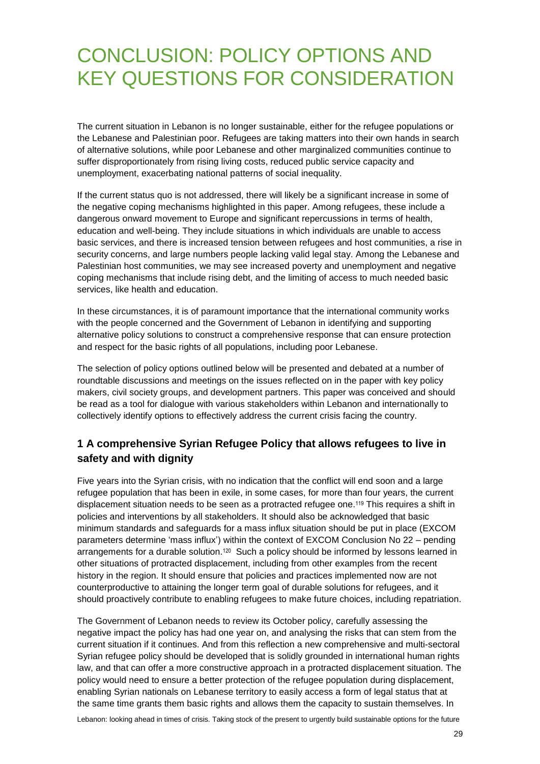# CONCLUSION: POLICY OPTIONS AND KEY QUESTIONS FOR CONSIDERATION

The current situation in Lebanon is no longer sustainable, either for the refugee populations or the Lebanese and Palestinian poor. Refugees are taking matters into their own hands in search of alternative solutions, while poor Lebanese and other marginalized communities continue to suffer disproportionately from rising living costs, reduced public service capacity and unemployment, exacerbating national patterns of social inequality.

If the current status quo is not addressed, there will likely be a significant increase in some of the negative coping mechanisms highlighted in this paper. Among refugees, these include a dangerous onward movement to Europe and significant repercussions in terms of health, education and well-being. They include situations in which individuals are unable to access basic services, and there is increased tension between refugees and host communities, a rise in security concerns, and large numbers people lacking valid legal stay. Among the Lebanese and Palestinian host communities, we may see increased poverty and unemployment and negative coping mechanisms that include rising debt, and the limiting of access to much needed basic services, like health and education.

In these circumstances, it is of paramount importance that the international community works with the people concerned and the Government of Lebanon in identifying and supporting alternative policy solutions to construct a comprehensive response that can ensure protection and respect for the basic rights of all populations, including poor Lebanese.

The selection of policy options outlined below will be presented and debated at a number of roundtable discussions and meetings on the issues reflected on in the paper with key policy makers, civil society groups, and development partners. This paper was conceived and should be read as a tool for dialogue with various stakeholders within Lebanon and internationally to collectively identify options to effectively address the current crisis facing the country.

## 1 A comprehensive Syrian Refugee Policy that allows refugees to live in safety and with dignity

Five years into the Syrian crisis, with no indication that the conflict will end soon and a large refugee population that has been in exile, in some cases, for more than four years, the current displacement situation needs to be seen as a protracted refugee one.[119] This requires a shift in policies and interventions by all stakeholders. It should also be acknowledged that basic minimum standards and safeguards for a mass influx situation should be put in place (EXCOM parameters determine 'mass influx') within the context of EXCOM Conclusion No 22 – pending arrangements for a durable solution.[120] Such a policy should be informed by lessons learned in other situations of protracted displacement, including from other examples from the recent history in the region. It should ensure that policies and practices implemented now are not counterproductive to attaining the longer term goal of durable solutions for refugees, and it should proactively contribute to enabling refugees to make future choices, including repatriation.

The Government of Lebanon needs to review its October policy, carefully assessing the negative impact the policy has had one year on, and analysing the risks that can stem from the current situation if it continues. And from this reflection a new comprehensive and multi-sectoral Syrian refugee policy should be developed that is solidly grounded in international human rights law, and that can offer a more constructive approach in a protracted displacement situation. The policy would need to ensure a better protection of the refugee population during displacement, enabling Syrian nationals on Lebanese territory to easily access a form of legal status that at the same time grants them basic rights and allows them the capacity to sustain themselves. In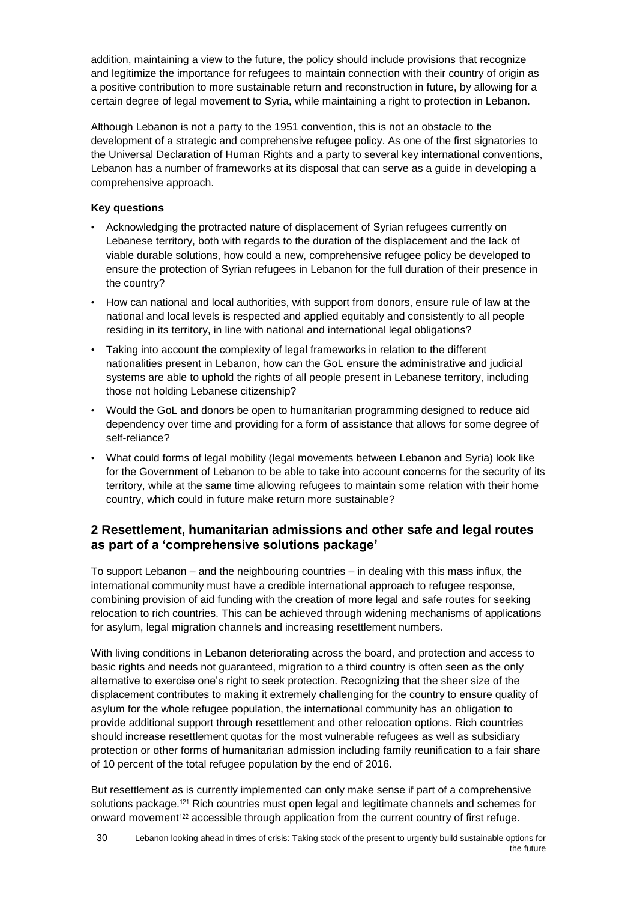addition, maintaining a view to the future, the policy should include provisions that recognize and legitimize the importance for refugees to maintain connection with their country of origin as a positive contribution to more sustainable return and reconstruction in future, by allowing for a certain degree of legal movement to Syria, while maintaining a right to protection in Lebanon.

Although Lebanon is not a party to the 1951 convention, this is not an obstacle to the development of a strategic and comprehensive refugee policy. As one of the first signatories to the Universal Declaration of Human Rights and a party to several key international conventions, Lebanon has a number of frameworks at its disposal that can serve as a guide in developing a comprehensive approach.

**Key questions**

- Acknowledging the protracted nature of displacement of Syrian refugees currently on Lebanese territory, both with regards to the duration of the displacement and the lack of viable durable solutions, how could a new, comprehensive refugee policy be developed to ensure the protection of Syrian refugees in Lebanon for the full duration of their presence in the country?
- How can national and local authorities, with support from donors, ensure rule of law at the national and local levels is respected and applied equitably and consistently to all people residing in its territory, in line with national and international legal obligations?
- Taking into account the complexity of legal frameworks in relation to the different nationalities present in Lebanon, how can the GoL ensure the administrative and judicial systems are able to uphold the rights of all people present in Lebanese territory, including those not holding Lebanese citizenship?
- Would the GoL and donors be open to humanitarian programming designed to reduce aid dependency over time and providing for a form of assistance that allows for some degree of self-reliance?
- What could forms of legal mobility (legal movements between Lebanon and Syria) look like for the Government of Lebanon to be able to take into account concerns for the security of its territory, while at the same time allowing refugees to maintain some relation with their home country, which could in future make return more sustainable?

## 2 Resettlement, humanitarian admissions and other safe and legal routes as part of a 'comprehensive solutions package'

To support Lebanon – and the neighbouring countries – in dealing with this mass influx, the international community must have a credible international approach to refugee response, combining provision of aid funding with the creation of more legal and safe routes for seeking relocation to rich countries. This can be achieved through widening mechanisms of applications for asylum, legal migration channels and increasing resettlement numbers.

With living conditions in Lebanon deteriorating across the board, and protection and access to basic rights and needs not guaranteed, migration to a third country is often seen as the only alternative to exercise one's right to seek protection. Recognizing that the sheer size of the displacement contributes to making it extremely challenging for the country to ensure quality of asylum for the whole refugee population, the international community has an obligation to provide additional support through resettlement and other relocation options. Rich countries should increase resettlement quotas for the most vulnerable refugees as well as subsidiary protection or other forms of humanitarian admission including family reunification to a fair share of 10 percent of the total refugee population by the end of 2016.

But resettlement as is currently implemented can only make sense if part of a comprehensive solutions package.[121] Rich countries must open legal and legitimate channels and schemes for onward movement[122] accessible through application from the current country of first refuge.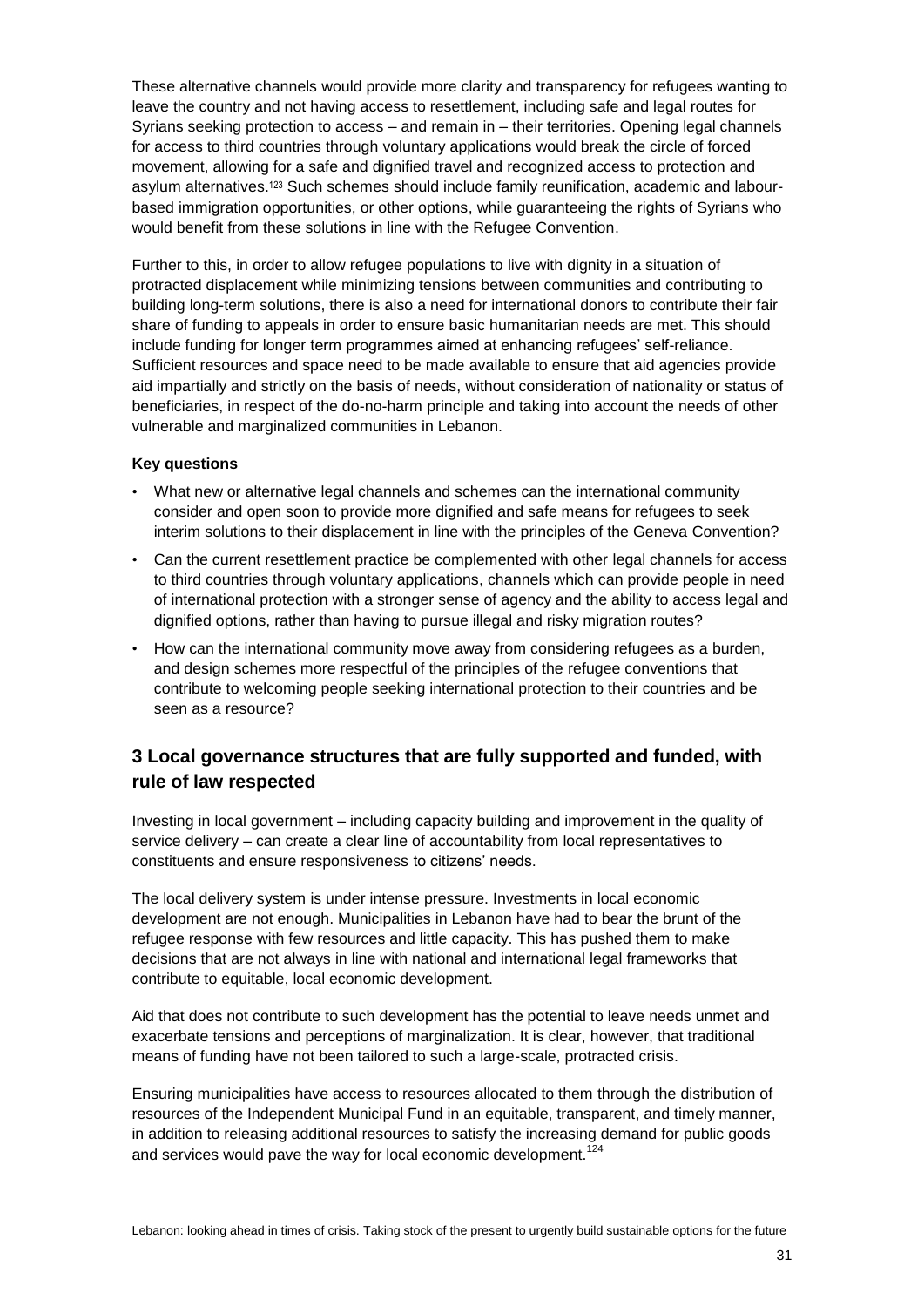These alternative channels would provide more clarity and transparency for refugees wanting to leave the country and not having access to resettlement, including safe and legal routes for Syrians seeking protection to access – and remain in – their territories. Opening legal channels for access to third countries through voluntary applications would break the circle of forced movement, allowing for a safe and dignified travel and recognized access to protection and asylum alternatives.[123] Such schemes should include family reunification, academic and labour-based immigration opportunities, or other options, while guaranteeing the rights of Syrians who would benefit from these solutions in line with the Refugee Convention.

Further to this, in order to allow refugee populations to live with dignity in a situation of protracted displacement while minimizing tensions between communities and contributing to building long-term solutions, there is also a need for international donors to contribute their fair share of funding to appeals in order to ensure basic humanitarian needs are met. This should include funding for longer term programmes aimed at enhancing refugees' self-reliance. Sufficient resources and space need to be made available to ensure that aid agencies provide aid impartially and strictly on the basis of needs, without consideration of nationality or status of beneficiaries, in respect of the do-no-harm principle and taking into account the needs of other vulnerable and marginalized communities in Lebanon.

**Key questions**

- What new or alternative legal channels and schemes can the international community consider and open soon to provide more dignified and safe means for refugees to seek interim solutions to their displacement in line with the principles of the Geneva Convention?
- Can the current resettlement practice be complemented with other legal channels for access to third countries through voluntary applications, channels which can provide people in need of international protection with a stronger sense of agency and the ability to access legal and dignified options, rather than having to pursue illegal and risky migration routes?
- How can the international community move away from considering refugees as a burden, and design schemes more respectful of the principles of the refugee conventions that contribute to welcoming people seeking international protection to their countries and be seen as a resource?

## 3 Local governance structures that are fully supported and funded, with rule of law respected

Investing in local government – including capacity building and improvement in the quality of service delivery – can create a clear line of accountability from local representatives to constituents and ensure responsiveness to citizens' needs.

The local delivery system is under intense pressure. Investments in local economic development are not enough. Municipalities in Lebanon have had to bear the brunt of the refugee response with few resources and little capacity. This has pushed them to make decisions that are not always in line with national and international legal frameworks that contribute to equitable, local economic development.

Aid that does not contribute to such development has the potential to leave needs unmet and exacerbate tensions and perceptions of marginalization. It is clear, however, that traditional means of funding have not been tailored to such a large-scale, protracted crisis.

Ensuring municipalities have access to resources allocated to them through the distribution of resources of the Independent Municipal Fund in an equitable, transparent, and timely manner, in addition to releasing additional resources to satisfy the increasing demand for public goods and services would pave the way for local economic development.[124]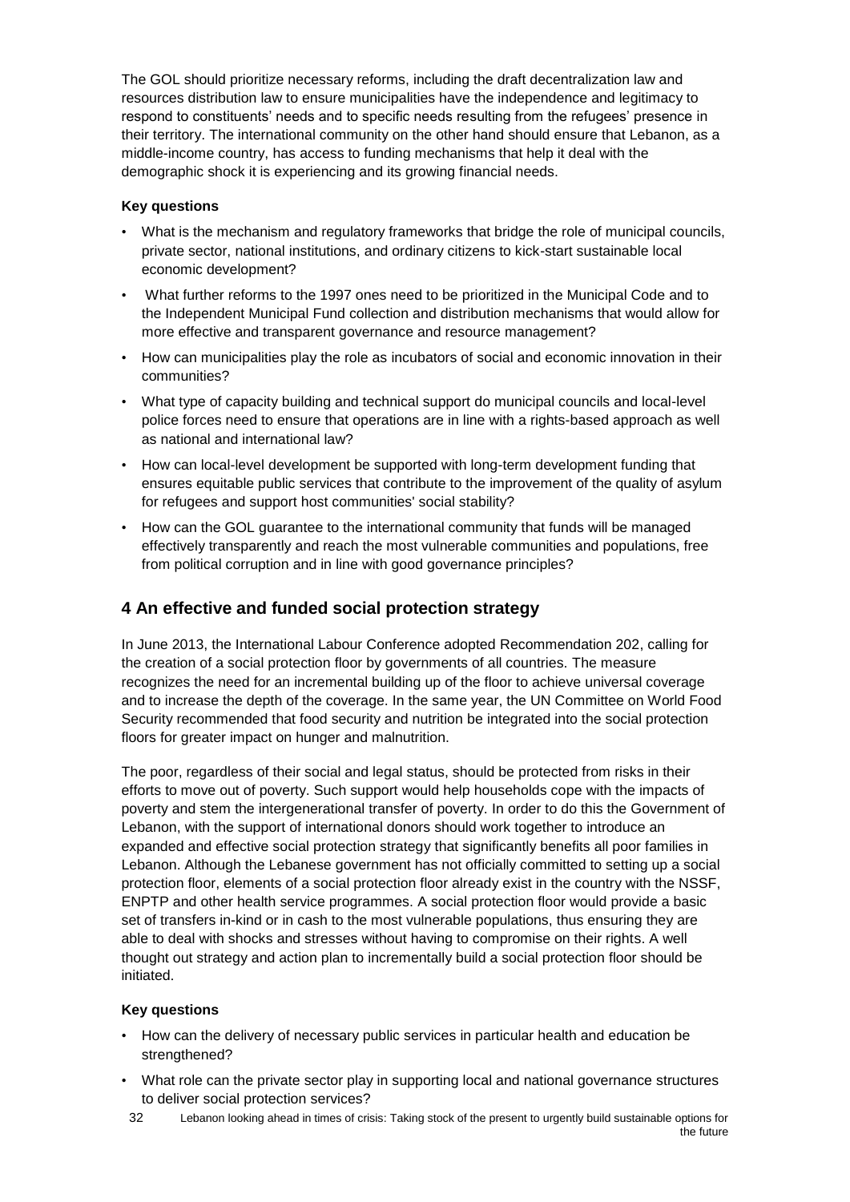The GOL should prioritize necessary reforms, including the draft decentralization law and resources distribution law to ensure municipalities have the independence and legitimacy to respond to constituents' needs and to specific needs resulting from the refugees' presence in their territory. The international community on the other hand should ensure that Lebanon, as a middle-income country, has access to funding mechanisms that help it deal with the demographic shock it is experiencing and its growing financial needs.

**Key questions**

- What is the mechanism and regulatory frameworks that bridge the role of municipal councils, private sector, national institutions, and ordinary citizens to kick-start sustainable local economic development?
- What further reforms to the 1997 ones need to be prioritized in the Municipal Code and to the Independent Municipal Fund collection and distribution mechanisms that would allow for more effective and transparent governance and resource management?
- How can municipalities play the role as incubators of social and economic innovation in their communities?
- What type of capacity building and technical support do municipal councils and local-level police forces need to ensure that operations are in line with a rights-based approach as well as national and international law?
- How can local-level development be supported with long-term development funding that ensures equitable public services that contribute to the improvement of the quality of asylum for refugees and support host communities' social stability?
- How can the GOL guarantee to the international community that funds will be managed effectively transparently and reach the most vulnerable communities and populations, free from political corruption and in line with good governance principles?

## 4 An effective and funded social protection strategy

In June 2013, the International Labour Conference adopted Recommendation 202, calling for the creation of a social protection floor by governments of all countries. The measure recognizes the need for an incremental building up of the floor to achieve universal coverage and to increase the depth of the coverage. In the same year, the UN Committee on World Food Security recommended that food security and nutrition be integrated into the social protection floors for greater impact on hunger and malnutrition.

The poor, regardless of their social and legal status, should be protected from risks in their efforts to move out of poverty. Such support would help households cope with the impacts of poverty and stem the intergenerational transfer of poverty. In order to do this the Government of Lebanon, with the support of international donors should work together to introduce an expanded and effective social protection strategy that significantly benefits all poor families in Lebanon. Although the Lebanese government has not officially committed to setting up a social protection floor, elements of a social protection floor already exist in the country with the NSSF, ENPTP and other health service programmes. A social protection floor would provide a basic set of transfers in-kind or in cash to the most vulnerable populations, thus ensuring they are able to deal with shocks and stresses without having to compromise on their rights. A well thought out strategy and action plan to incrementally build a social protection floor should be initiated.

**Key questions**

- How can the delivery of necessary public services in particular health and education be strengthened?
- What role can the private sector play in supporting local and national governance structures to deliver social protection services?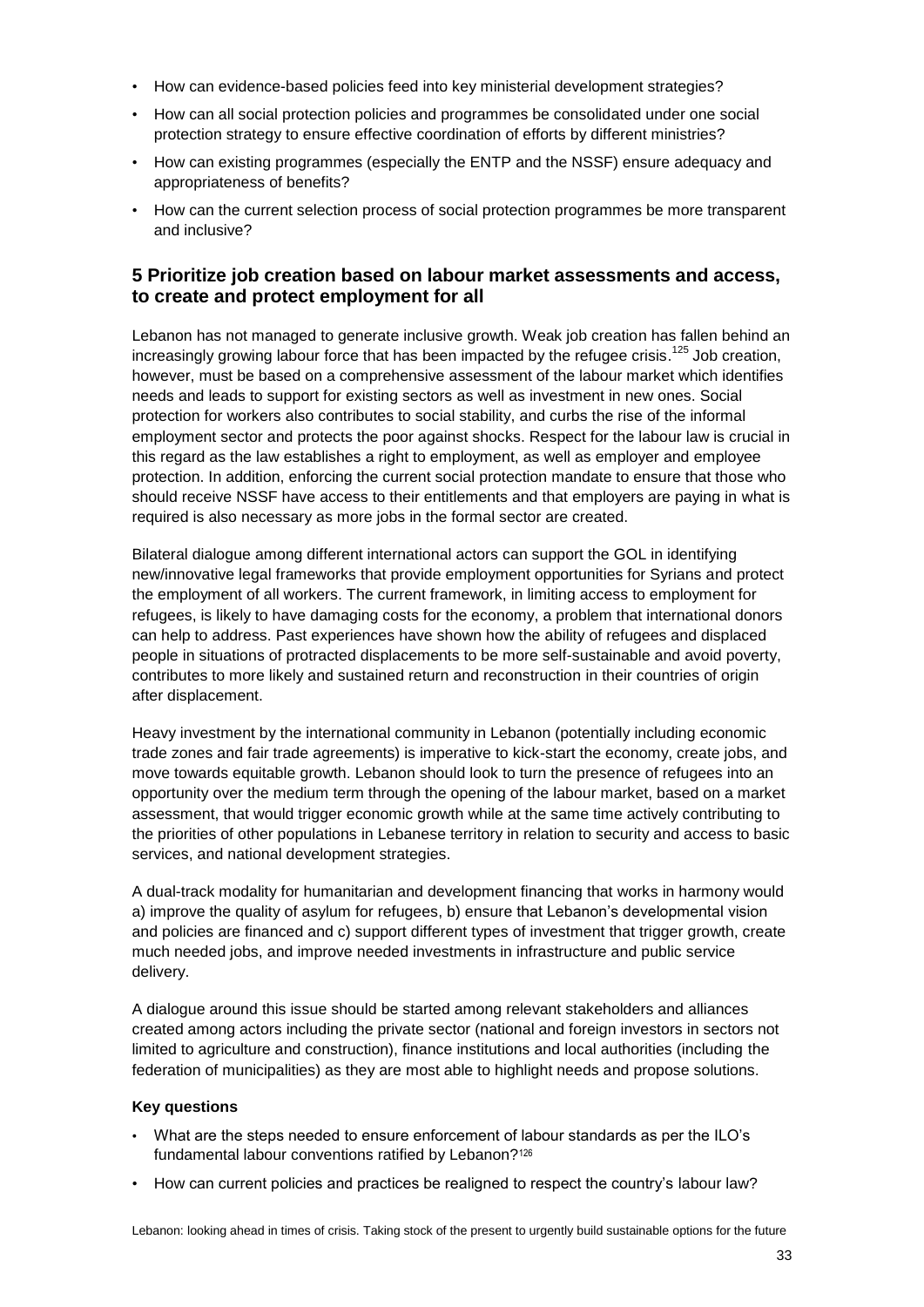- How can evidence-based policies feed into key ministerial development strategies?
- How can all social protection policies and programmes be consolidated under one social protection strategy to ensure effective coordination of efforts by different ministries?
- How can existing programmes (especially the ENTP and the NSSF) ensure adequacy and appropriateness of benefits?
- How can the current selection process of social protection programmes be more transparent and inclusive?

## 5 Prioritize job creation based on labour market assessments and access, to create and protect employment for all

Lebanon has not managed to generate inclusive growth. Weak job creation has fallen behind an increasingly growing labour force that has been impacted by the refugee crisis.[125] Job creation, however, must be based on a comprehensive assessment of the labour market which identifies needs and leads to support for existing sectors as well as investment in new ones. Social protection for workers also contributes to social stability, and curbs the rise of the informal employment sector and protects the poor against shocks. Respect for the labour law is crucial in this regard as the law establishes a right to employment, as well as employer and employee protection. In addition, enforcing the current social protection mandate to ensure that those who should receive NSSF have access to their entitlements and that employers are paying in what is required is also necessary as more jobs in the formal sector are created.

Bilateral dialogue among different international actors can support the GOL in identifying new/innovative legal frameworks that provide employment opportunities for Syrians and protect the employment of all workers. The current framework, in limiting access to employment for refugees, is likely to have damaging costs for the economy, a problem that international donors can help to address. Past experiences have shown how the ability of refugees and displaced people in situations of protracted displacements to be more self-sustainable and avoid poverty, contributes to more likely and sustained return and reconstruction in their countries of origin after displacement.

Heavy investment by the international community in Lebanon (potentially including economic trade zones and fair trade agreements) is imperative to kick-start the economy, create jobs, and move towards equitable growth. Lebanon should look to turn the presence of refugees into an opportunity over the medium term through the opening of the labour market, based on a market assessment, that would trigger economic growth while at the same time actively contributing to the priorities of other populations in Lebanese territory in relation to security and access to basic services, and national development strategies.

A dual-track modality for humanitarian and development financing that works in harmony would a) improve the quality of asylum for refugees, b) ensure that Lebanon's developmental vision and policies are financed and c) support different types of investment that trigger growth, create much needed jobs, and improve needed investments in infrastructure and public service delivery.

A dialogue around this issue should be started among relevant stakeholders and alliances created among actors including the private sector (national and foreign investors in sectors not limited to agriculture and construction), finance institutions and local authorities (including the federation of municipalities) as they are most able to highlight needs and propose solutions.

#### Key questions

- What are the steps needed to ensure enforcement of labour standards as per the ILO's fundamental labour conventions ratified by Lebanon?[126]
- How can current policies and practices be realigned to respect the country's labour law?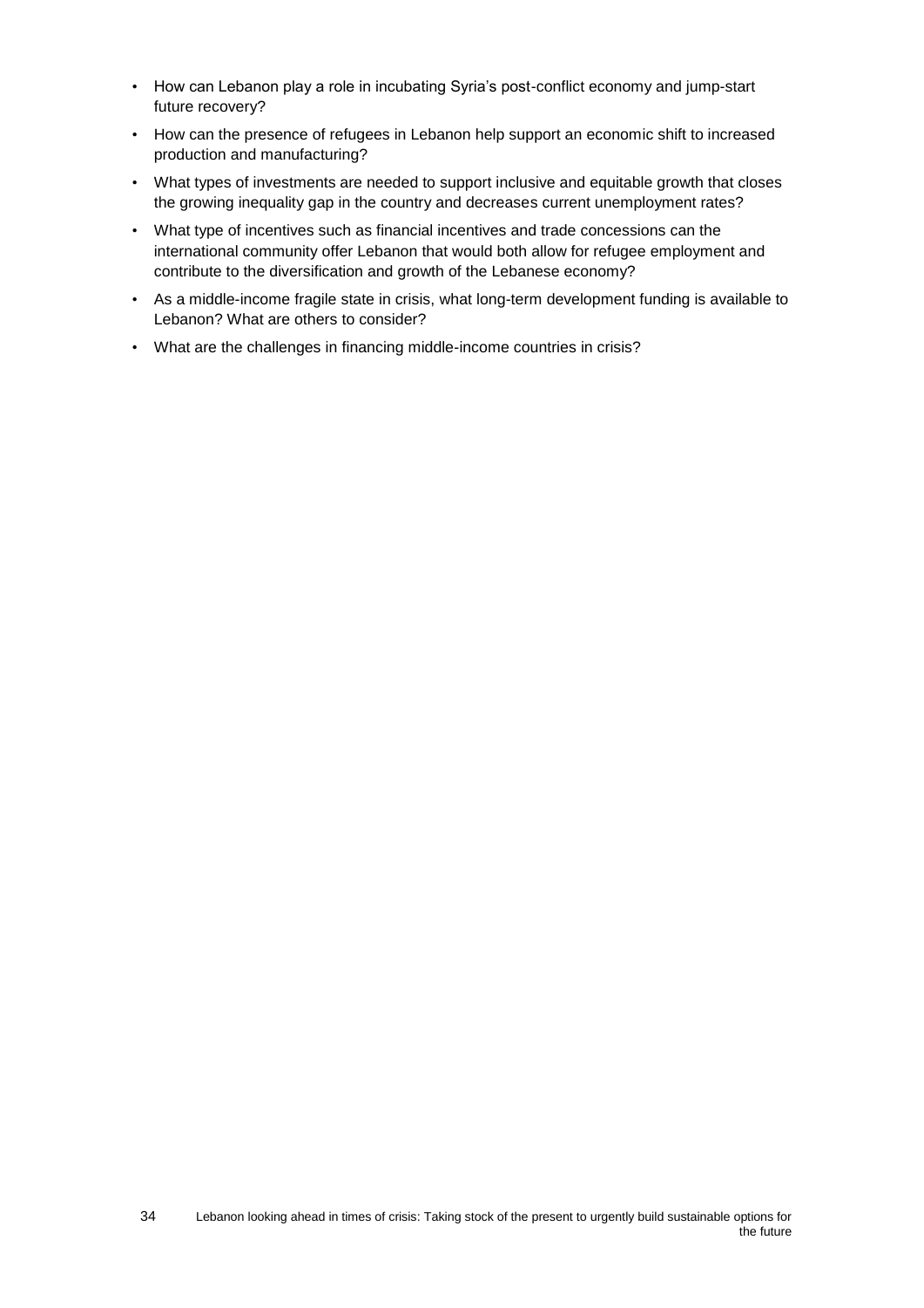- How can Lebanon play a role in incubating Syria's post-conflict economy and jump-start future recovery?
- How can the presence of refugees in Lebanon help support an economic shift to increased production and manufacturing?
- What types of investments are needed to support inclusive and equitable growth that closes the growing inequality gap in the country and decreases current unemployment rates?
- What type of incentives such as financial incentives and trade concessions can the international community offer Lebanon that would both allow for refugee employment and contribute to the diversification and growth of the Lebanese economy?
- As a middle-income fragile state in crisis, what long-term development funding is available to Lebanon? What are others to consider?
- What are the challenges in financing middle-income countries in crisis?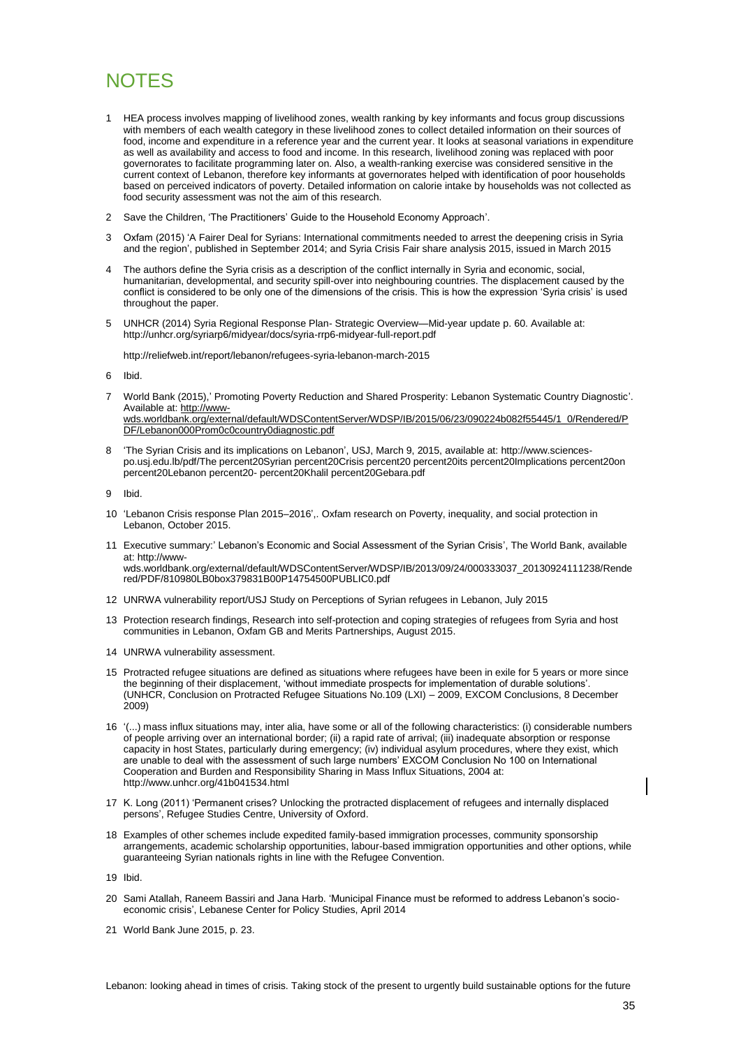# NOTES

1 HEA process involves mapping of livelihood zones, wealth ranking by key informants and focus group discussions with members of each wealth category in these livelihood zones to collect detailed information on their sources of food, income and expenditure in a reference year and the current year. It looks at seasonal variations in expenditure as well as availability and access to food and income. In this research, livelihood zoning was replaced with poor governorates to facilitate programming later on. Also, a wealth-ranking exercise was considered sensitive in the current context of Lebanon, therefore key informants at governorates helped with identification of poor households based on perceived indicators of poverty. Detailed information on calorie intake by households was not collected as food security assessment was not the aim of this research.

2 Save the Children, 'The Practitioners' Guide to the Household Economy Approach'.

3 Oxfam (2015) 'A Fairer Deal for Syrians: International commitments needed to arrest the deepening crisis in Syria and the region', published in September 2014; and Syria Crisis Fair share analysis 2015, issued in March 2015

4 The authors define the Syria crisis as a description of the conflict internally in Syria and economic, social, humanitarian, developmental, and security spill-over into neighbouring countries. The displacement caused by the conflict is considered to be only one of the dimensions of the crisis. This is how the expression 'Syria crisis' is used throughout the paper.

5 UNHCR (2014) Syria Regional Response Plan- Strategic Overview—Mid-year update p. 60. Available at: http://unhcr.org/syriarp6/midyear/docs/syria-rrp6-midyear-full-report.pdf

http://reliefweb.int/report/lebanon/refugees-syria-lebanon-march-2015

6 Ibid.

7 World Bank (2015),' Promoting Poverty Reduction and Shared Prosperity: Lebanon Systematic Country Diagnostic'. Available at: http://www-wds.worldbank.org/external/default/WDSContentServer/WDSP/IB/2015/06/23/090224b082f55445/1_0/Rendered/PDF/Lebanon000Prom0c0country0diagnostic.pdf

8 'The Syrian Crisis and its implications on Lebanon', USJ, March 9, 2015, available at: http://www.sciences-po.usj.edu.lb/pdf/The percent20Syrian percent20Crisis percent20 percent20its percent20Implications percent20on percent20Lebanon percent20- percent20Khalil percent20Gebara.pdf

9 Ibid.

10 'Lebanon Crisis response Plan 2015–2016',. Oxfam research on Poverty, inequality, and social protection in Lebanon, October 2015.

11 Executive summary:' Lebanon's Economic and Social Assessment of the Syrian Crisis', The World Bank, available at: http://www-wds.worldbank.org/external/default/WDSContentServer/WDSP/IB/2013/09/24/000333037_20130924111238/Rendered/PDF/810980LB0box379831B00P14754500PUBLIC0.pdf

12 UNRWA vulnerability report/USJ Study on Perceptions of Syrian refugees in Lebanon, July 2015

13 Protection research findings, Research into self-protection and coping strategies of refugees from Syria and host communities in Lebanon, Oxfam GB and Merits Partnerships, August 2015.

14 UNRWA vulnerability assessment.

15 Protracted refugee situations are defined as situations where refugees have been in exile for 5 years or more since the beginning of their displacement, 'without immediate prospects for implementation of durable solutions'. (UNHCR, Conclusion on Protracted Refugee Situations No.109 (LXI) – 2009, EXCOM Conclusions, 8 December 2009)

16 '(...) mass influx situations may, inter alia, have some or all of the following characteristics: (i) considerable numbers of people arriving over an international border; (ii) a rapid rate of arrival; (iii) inadequate absorption or response capacity in host States, particularly during emergency; (iv) individual asylum procedures, where they exist, which are unable to deal with the assessment of such large numbers' EXCOM Conclusion No 100 on International Cooperation and Burden and Responsibility Sharing in Mass Influx Situations, 2004 at: http://www.unhcr.org/41b041534.html

17 K. Long (2011) 'Permanent crises? Unlocking the protracted displacement of refugees and internally displaced persons', Refugee Studies Centre, University of Oxford.

18 Examples of other schemes include expedited family-based immigration processes, community sponsorship arrangements, academic scholarship opportunities, labour-based immigration opportunities and other options, while guaranteeing Syrian nationals rights in line with the Refugee Convention.

19 Ibid.

20 Sami Atallah, Raneem Bassiri and Jana Harb. 'Municipal Finance must be reformed to address Lebanon's socio-economic crisis', Lebanese Center for Policy Studies, April 2014

21 World Bank June 2015, p. 23.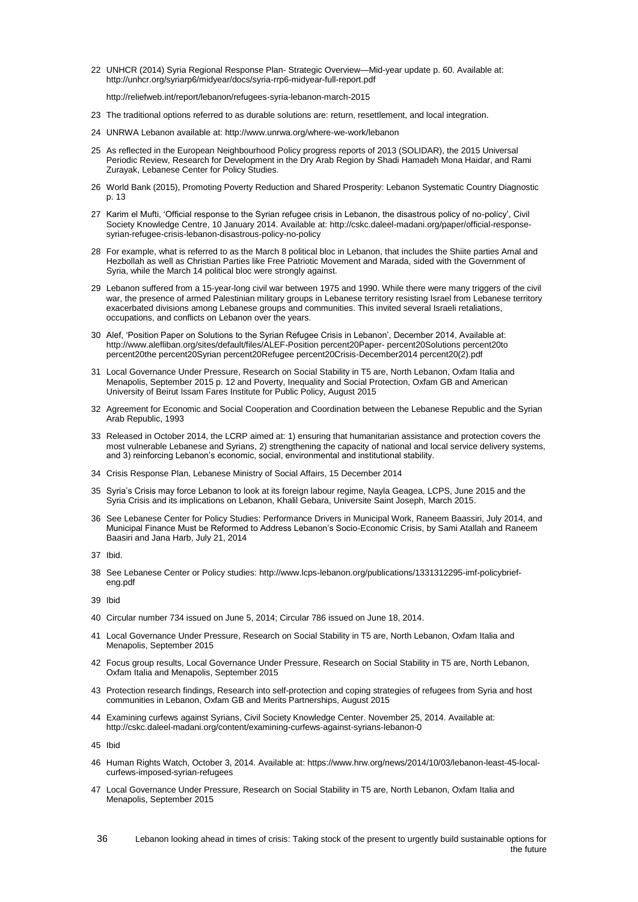22 UNHCR (2014) Syria Regional Response Plan- Strategic Overview—Mid-year update p. 60. Available at: http://unhcr.org/syriarp6/midyear/docs/syria-rrp6-midyear-full-report.pdf

http://reliefweb.int/report/lebanon/refugees-syria-lebanon-march-2015

23 The traditional options referred to as durable solutions are: return, resettlement, and local integration.

24 UNRWA Lebanon available at: http://www.unrwa.org/where-we-work/lebanon

25 As reflected in the European Neighbourhood Policy progress reports of 2013 (SOLIDAR), the 2015 Universal Periodic Review, Research for Development in the Dry Arab Region by Shadi Hamadeh Mona Haidar, and Rami Zurayak, Lebanese Center for Policy Studies.

26 World Bank (2015), Promoting Poverty Reduction and Shared Prosperity: Lebanon Systematic Country Diagnostic p. 13

27 Karim el Mufti, 'Official response to the Syrian refugee crisis in Lebanon, the disastrous policy of no-policy', Civil Society Knowledge Centre, 10 January 2014. Available at: http://cskc.daleel-madani.org/paper/official-response-syrian-refugee-crisis-lebanon-disastrous-policy-no-policy

28 For example, what is referred to as the March 8 political bloc in Lebanon, that includes the Shiite parties Amal and Hezbollah as well as Christian Parties like Free Patriotic Movement and Marada, sided with the Government of Syria, while the March 14 political bloc were strongly against.

29 Lebanon suffered from a 15-year-long civil war between 1975 and 1990. While there were many triggers of the civil war, the presence of armed Palestinian military groups in Lebanese territory resisting Israel from Lebanese territory exacerbated divisions among Lebanese groups and communities. This invited several Israeli retaliations, occupations, and conflicts on Lebanon over the years.

30 Alef, 'Position Paper on Solutions to the Syrian Refugee Crisis in Lebanon', December 2014, Available at: http://www.alefliban.org/sites/default/files/ALEF-Position percent20Paper- percent20Solutions percent20to percent20the percent20Syrian percent20Refugee percent20Crisis-December2014 percent20(2).pdf

31 Local Governance Under Pressure, Research on Social Stability in T5 are, North Lebanon, Oxfam Italia and Menapolis, September 2015 p. 12 and Poverty, Inequality and Social Protection, Oxfam GB and American University of Beirut Issam Fares Institute for Public Policy, August 2015

32 Agreement for Economic and Social Cooperation and Coordination between the Lebanese Republic and the Syrian Arab Republic, 1993

33 Released in October 2014, the LCRP aimed at: 1) ensuring that humanitarian assistance and protection covers the most vulnerable Lebanese and Syrians, 2) strengthening the capacity of national and local service delivery systems, and 3) reinforcing Lebanon's economic, social, environmental and institutional stability.

34 Crisis Response Plan, Lebanese Ministry of Social Affairs, 15 December 2014

35 Syria's Crisis may force Lebanon to look at its foreign labour regime, Nayla Geagea, LCPS, June 2015 and the Syria Crisis and its implications on Lebanon, Khalil Gebara, Universite Saint Joseph, March 2015.

36 See Lebanese Center for Policy Studies: Performance Drivers in Municipal Work, Raneem Baassiri, July 2014, and Municipal Finance Must be Reformed to Address Lebanon's Socio-Economic Crisis, by Sami Atallah and Raneem Baasiri and Jana Harb, July 21, 2014

37 Ibid.

38 See Lebanese Center or Policy studies: http://www.lcps-lebanon.org/publications/1331312295-imf-policybrief-eng.pdf

39 Ibid

40 Circular number 734 issued on June 5, 2014; Circular 786 issued on June 18, 2014.

41 Local Governance Under Pressure, Research on Social Stability in T5 are, North Lebanon, Oxfam Italia and Menapolis, September 2015

42 Focus group results, Local Governance Under Pressure, Research on Social Stability in T5 are, North Lebanon, Oxfam Italia and Menapolis, September 2015

43 Protection research findings, Research into self-protection and coping strategies of refugees from Syria and host communities in Lebanon, Oxfam GB and Merits Partnerships, August 2015

44 Examining curfews against Syrians, Civil Society Knowledge Center. November 25, 2014. Available at: http://cskc.daleel-madani.org/content/examining-curfews-against-syrians-lebanon-0

45 Ibid

46 Human Rights Watch, October 3, 2014. Available at: https://www.hrw.org/news/2014/10/03/lebanon-least-45-local-curfews-imposed-syrian-refugees

47 Local Governance Under Pressure, Research on Social Stability in T5 are, North Lebanon, Oxfam Italia and Menapolis, September 2015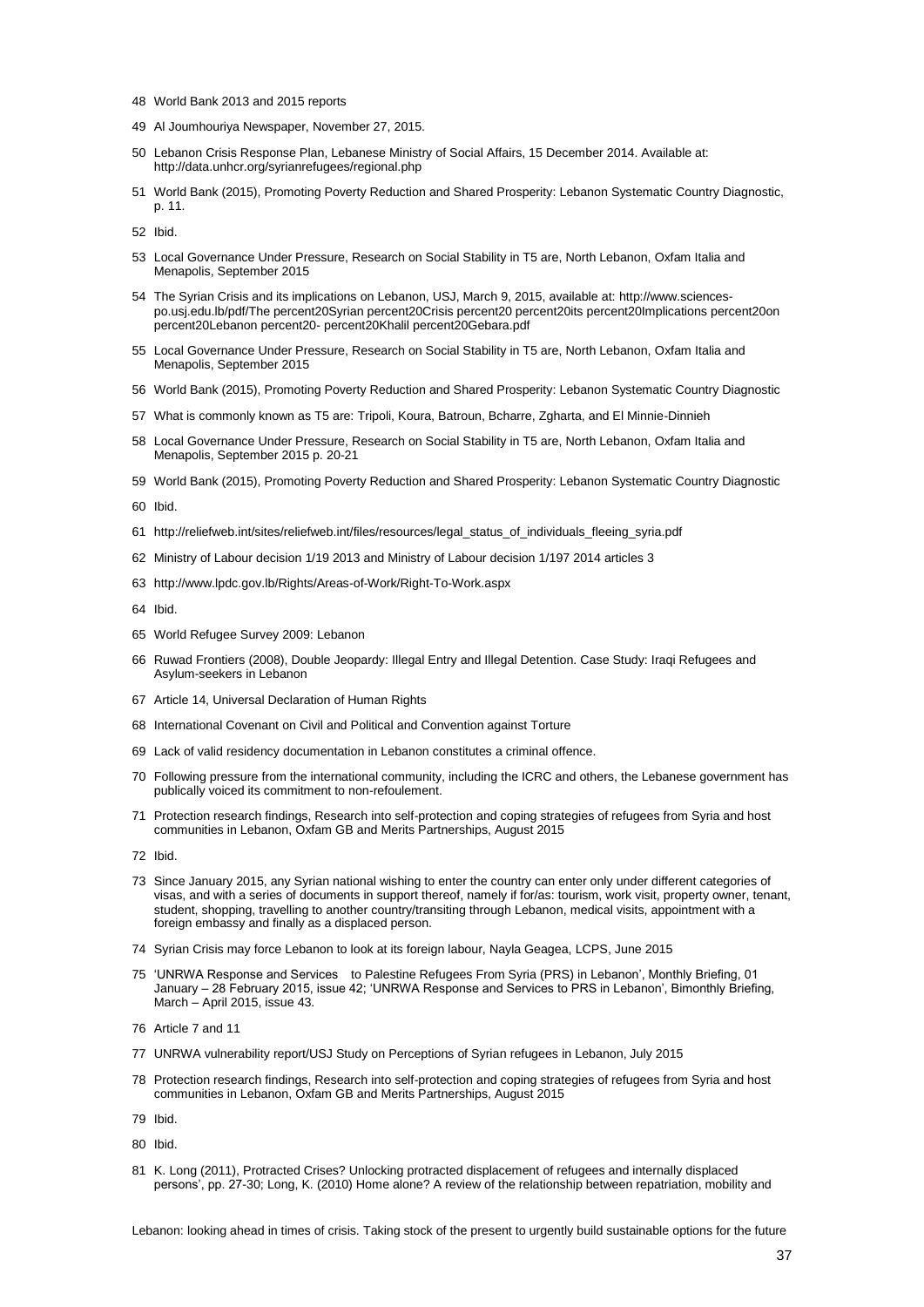48 World Bank 2013 and 2015 reports

49 Al Joumhouriya Newspaper, November 27, 2015.

50 Lebanon Crisis Response Plan, Lebanese Ministry of Social Affairs, 15 December 2014. Available at: http://data.unhcr.org/syrianrefugees/regional.php

51 World Bank (2015), Promoting Poverty Reduction and Shared Prosperity: Lebanon Systematic Country Diagnostic, p. 11.

52 Ibid.

53 Local Governance Under Pressure, Research on Social Stability in T5 are, North Lebanon, Oxfam Italia and Menapolis, September 2015

54 The Syrian Crisis and its implications on Lebanon, USJ, March 9, 2015, available at: http://www.sciences-po.usj.edu.lb/pdf/The percent20Syrian percent20Crisis percent20 percent20its percent20Implications percent20on percent20Lebanon percent20- percent20Khalil percent20Gebara.pdf

55 Local Governance Under Pressure, Research on Social Stability in T5 are, North Lebanon, Oxfam Italia and Menapolis, September 2015

56 World Bank (2015), Promoting Poverty Reduction and Shared Prosperity: Lebanon Systematic Country Diagnostic

57 What is commonly known as T5 are: Tripoli, Koura, Batroun, Bcharre, Zgharta, and El Minnie-Dinnieh

58 Local Governance Under Pressure, Research on Social Stability in T5 are, North Lebanon, Oxfam Italia and Menapolis, September 2015 p. 20-21

59 World Bank (2015), Promoting Poverty Reduction and Shared Prosperity: Lebanon Systematic Country Diagnostic

60 Ibid.

61 http://reliefweb.int/sites/reliefweb.int/files/resources/legal_status_of_individuals_fleeing_syria.pdf

62 Ministry of Labour decision 1/19 2013 and Ministry of Labour decision 1/197 2014 articles 3

63 http://www.lpdc.gov.lb/Rights/Areas-of-Work/Right-To-Work.aspx

64 Ibid.

65 World Refugee Survey 2009: Lebanon

66 Ruwad Frontiers (2008), Double Jeopardy: Illegal Entry and Illegal Detention. Case Study: Iraqi Refugees and Asylum-seekers in Lebanon

67 Article 14, Universal Declaration of Human Rights

68 International Covenant on Civil and Political and Convention against Torture

69 Lack of valid residency documentation in Lebanon constitutes a criminal offence.

70 Following pressure from the international community, including the ICRC and others, the Lebanese government has publically voiced its commitment to non-refoulement.

71 Protection research findings, Research into self-protection and coping strategies of refugees from Syria and host communities in Lebanon, Oxfam GB and Merits Partnerships, August 2015

72 Ibid.

73 Since January 2015, any Syrian national wishing to enter the country can enter only under different categories of visas, and with a series of documents in support thereof, namely if for/as: tourism, work visit, property owner, tenant, student, shopping, travelling to another country/transiting through Lebanon, medical visits, appointment with a foreign embassy and finally as a displaced person.

74 Syrian Crisis may force Lebanon to look at its foreign labour, Nayla Geagea, LCPS, June 2015

75 'UNRWA Response and Services to Palestine Refugees From Syria (PRS) in Lebanon', Monthly Briefing, 01 January – 28 February 2015, issue 42; 'UNRWA Response and Services to PRS in Lebanon', Bimonthly Briefing, March – April 2015, issue 43.

76 Article 7 and 11

77 UNRWA vulnerability report/USJ Study on Perceptions of Syrian refugees in Lebanon, July 2015

78 Protection research findings, Research into self-protection and coping strategies of refugees from Syria and host communities in Lebanon, Oxfam GB and Merits Partnerships, August 2015

79 Ibid.

80 Ibid.

81 K. Long (2011), Protracted Crises? Unlocking protracted displacement of refugees and internally displaced persons', pp. 27-30; Long, K. (2010) Home alone? A review of the relationship between repatriation, mobility and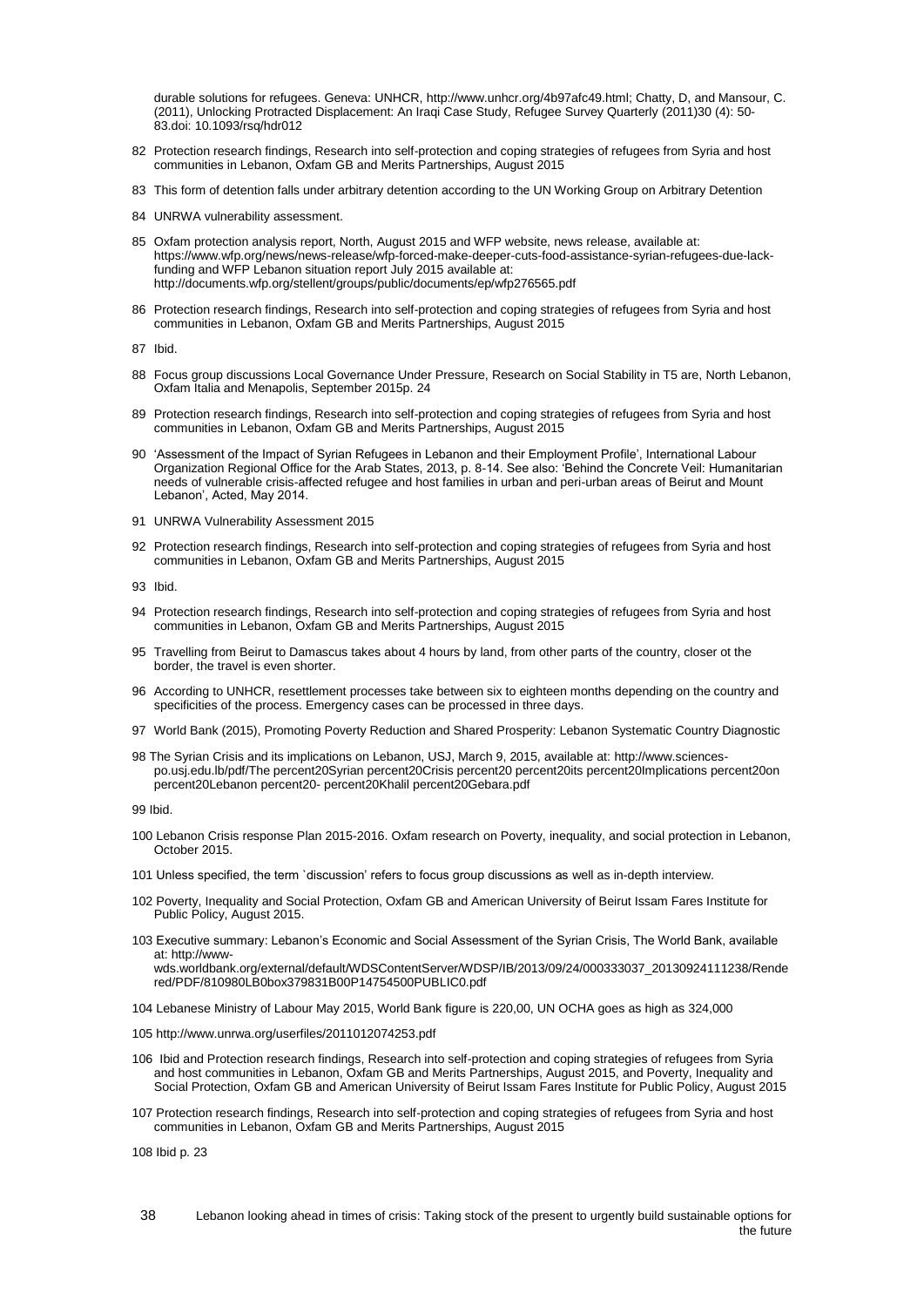durable solutions for refugees. Geneva: UNHCR, http://www.unhcr.org/4b97afc49.html; Chatty, D, and Mansour, C. (2011), Unlocking Protracted Displacement: An Iraqi Case Study, Refugee Survey Quarterly (2011)30 (4): 50-83.doi: 10.1093/rsq/hdr012

82 Protection research findings, Research into self-protection and coping strategies of refugees from Syria and host communities in Lebanon, Oxfam GB and Merits Partnerships, August 2015

83 This form of detention falls under arbitrary detention according to the UN Working Group on Arbitrary Detention

84 UNRWA vulnerability assessment.

85 Oxfam protection analysis report, North, August 2015 and WFP website, news release, available at: https://www.wfp.org/news/news-release/wfp-forced-make-deeper-cuts-food-assistance-syrian-refugees-due-lack-funding and WFP Lebanon situation report July 2015 available at: http://documents.wfp.org/stellent/groups/public/documents/ep/wfp276565.pdf

86 Protection research findings, Research into self-protection and coping strategies of refugees from Syria and host communities in Lebanon, Oxfam GB and Merits Partnerships, August 2015

87 Ibid.

88 Focus group discussions Local Governance Under Pressure, Research on Social Stability in T5 are, North Lebanon, Oxfam Italia and Menapolis, September 2015p. 24

89 Protection research findings, Research into self-protection and coping strategies of refugees from Syria and host communities in Lebanon, Oxfam GB and Merits Partnerships, August 2015

90 'Assessment of the Impact of Syrian Refugees in Lebanon and their Employment Profile', International Labour Organization Regional Office for the Arab States, 2013, p. 8-14. See also: 'Behind the Concrete Veil: Humanitarian needs of vulnerable crisis-affected refugee and host families in urban and peri-urban areas of Beirut and Mount Lebanon', Acted, May 2014.

91 UNRWA Vulnerability Assessment 2015

92 Protection research findings, Research into self-protection and coping strategies of refugees from Syria and host communities in Lebanon, Oxfam GB and Merits Partnerships, August 2015

93 Ibid.

94 Protection research findings, Research into self-protection and coping strategies of refugees from Syria and host communities in Lebanon, Oxfam GB and Merits Partnerships, August 2015

95 Travelling from Beirut to Damascus takes about 4 hours by land, from other parts of the country, closer ot the border, the travel is even shorter.

96 According to UNHCR, resettlement processes take between six to eighteen months depending on the country and specificities of the process. Emergency cases can be processed in three days.

97 World Bank (2015), Promoting Poverty Reduction and Shared Prosperity: Lebanon Systematic Country Diagnostic

98 The Syrian Crisis and its implications on Lebanon, USJ, March 9, 2015, available at: http://www.sciences-po.usj.edu.lb/pdf/The percent20Syrian percent20Crisis percent20 percent20its percent20Implications percent20on percent20Lebanon percent20- percent20Khalil percent20Gebara.pdf

99 Ibid.

100 Lebanon Crisis response Plan 2015-2016. Oxfam research on Poverty, inequality, and social protection in Lebanon, October 2015.

101 Unless specified, the term `discussion' refers to focus group discussions as well as in-depth interview.

102 Poverty, Inequality and Social Protection, Oxfam GB and American University of Beirut Issam Fares Institute for Public Policy, August 2015.

103 Executive summary: Lebanon's Economic and Social Assessment of the Syrian Crisis, The World Bank, available at: http://www-wds.worldbank.org/external/default/WDSContentServer/WDSP/IB/2013/09/24/000333037_20130924111238/Rendered/PDF/810980LB0box379831B00P14754500PUBLIC0.pdf

104 Lebanese Ministry of Labour May 2015, World Bank figure is 220,00, UN OCHA goes as high as 324,000

105 http://www.unrwa.org/userfiles/2011012074253.pdf

106 Ibid and Protection research findings, Research into self-protection and coping strategies of refugees from Syria and host communities in Lebanon, Oxfam GB and Merits Partnerships, August 2015, and Poverty, Inequality and Social Protection, Oxfam GB and American University of Beirut Issam Fares Institute for Public Policy, August 2015

107 Protection research findings, Research into self-protection and coping strategies of refugees from Syria and host communities in Lebanon, Oxfam GB and Merits Partnerships, August 2015

108 Ibid p. 23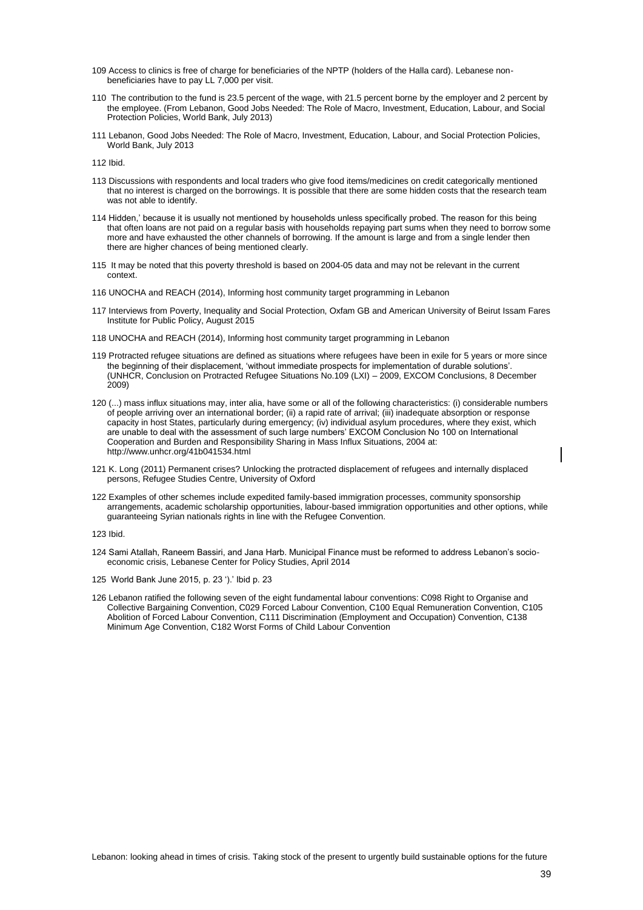109 Access to clinics is free of charge for beneficiaries of the NPTP (holders of the Halla card). Lebanese non-beneficiaries have to pay LL 7,000 per visit.

110 The contribution to the fund is 23.5 percent of the wage, with 21.5 percent borne by the employer and 2 percent by the employee. (From Lebanon, Good Jobs Needed: The Role of Macro, Investment, Education, Labour, and Social Protection Policies, World Bank, July 2013)

111 Lebanon, Good Jobs Needed: The Role of Macro, Investment, Education, Labour, and Social Protection Policies, World Bank, July 2013

112 Ibid.

113 Discussions with respondents and local traders who give food items/medicines on credit categorically mentioned that no interest is charged on the borrowings. It is possible that there are some hidden costs that the research team was not able to identify.

114 Hidden,' because it is usually not mentioned by households unless specifically probed. The reason for this being that often loans are not paid on a regular basis with households repaying part sums when they need to borrow some more and have exhausted the other channels of borrowing. If the amount is large and from a single lender then there are higher chances of being mentioned clearly.

115 It may be noted that this poverty threshold is based on 2004-05 data and may not be relevant in the current context.

116 UNOCHA and REACH (2014), Informing host community target programming in Lebanon

117 Interviews from Poverty, Inequality and Social Protection, Oxfam GB and American University of Beirut Issam Fares Institute for Public Policy, August 2015

118 UNOCHA and REACH (2014), Informing host community target programming in Lebanon

119 Protracted refugee situations are defined as situations where refugees have been in exile for 5 years or more since the beginning of their displacement, 'without immediate prospects for implementation of durable solutions'. (UNHCR, Conclusion on Protracted Refugee Situations No.109 (LXI) – 2009, EXCOM Conclusions, 8 December 2009)

120 (...) mass influx situations may, inter alia, have some or all of the following characteristics: (i) considerable numbers of people arriving over an international border; (ii) a rapid rate of arrival; (iii) inadequate absorption or response capacity in host States, particularly during emergency; (iv) individual asylum procedures, where they exist, which are unable to deal with the assessment of such large numbers' EXCOM Conclusion No 100 on International Cooperation and Burden and Responsibility Sharing in Mass Influx Situations, 2004 at: http://www.unhcr.org/41b041534.html

121 K. Long (2011) Permanent crises? Unlocking the protracted displacement of refugees and internally displaced persons, Refugee Studies Centre, University of Oxford

122 Examples of other schemes include expedited family-based immigration processes, community sponsorship arrangements, academic scholarship opportunities, labour-based immigration opportunities and other options, while guaranteeing Syrian nationals rights in line with the Refugee Convention.

123 Ibid.

124 Sami Atallah, Raneem Bassiri, and Jana Harb. Municipal Finance must be reformed to address Lebanon's socio-economic crisis, Lebanese Center for Policy Studies, April 2014

125 World Bank June 2015, p. 23 ').' Ibid p. 23

126 Lebanon ratified the following seven of the eight fundamental labour conventions: C098 Right to Organise and Collective Bargaining Convention, C029 Forced Labour Convention, C100 Equal Remuneration Convention, C105 Abolition of Forced Labour Convention, C111 Discrimination (Employment and Occupation) Convention, C138 Minimum Age Convention, C182 Worst Forms of Child Labour Convention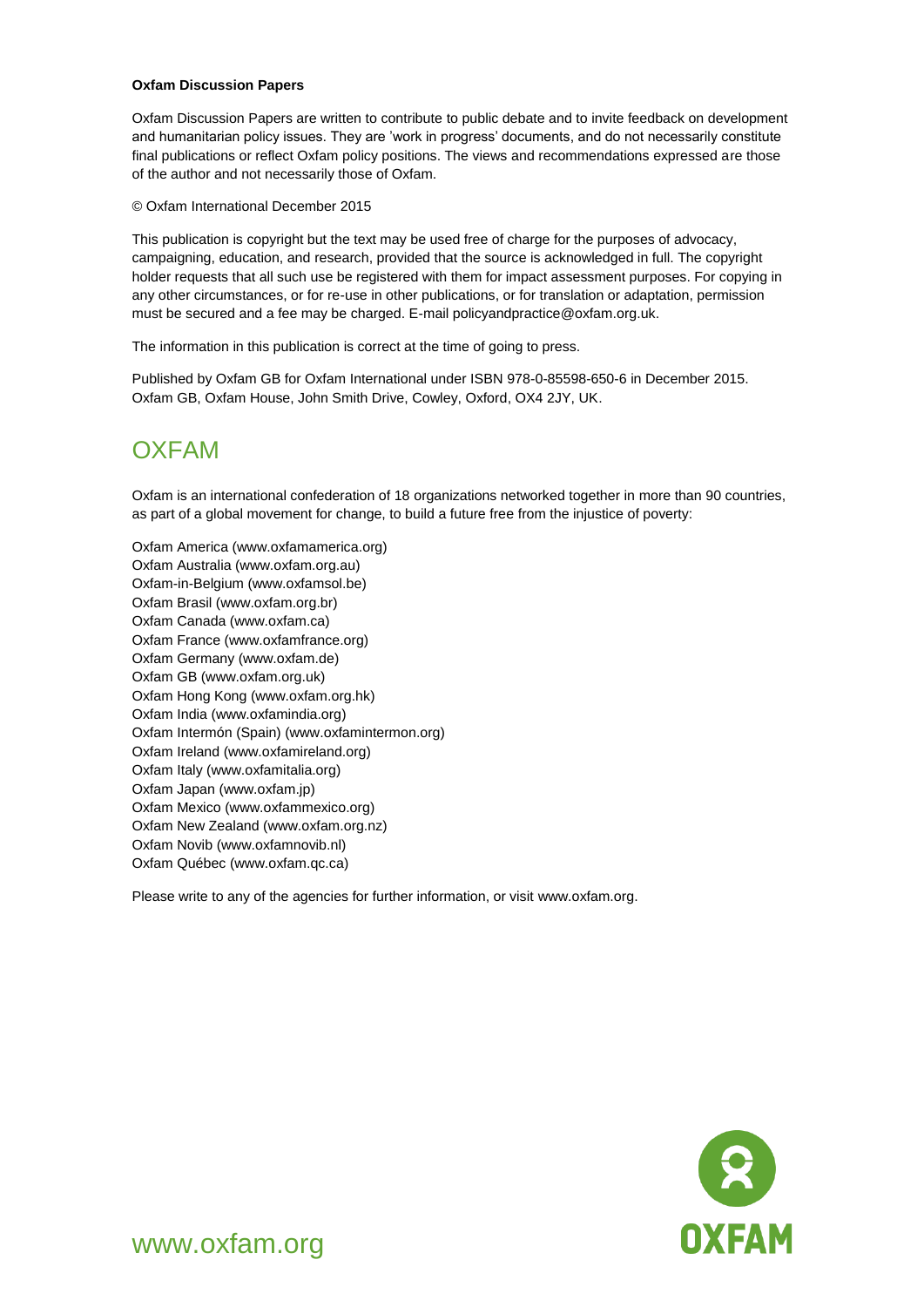**Oxfam Discussion Papers**

Oxfam Discussion Papers are written to contribute to public debate and to invite feedback on development and humanitarian policy issues. They are 'work in progress' documents, and do not necessarily constitute final publications or reflect Oxfam policy positions. The views and recommendations expressed are those of the author and not necessarily those of Oxfam.

© Oxfam International December 2015

This publication is copyright but the text may be used free of charge for the purposes of advocacy, campaigning, education, and research, provided that the source is acknowledged in full. The copyright holder requests that all such use be registered with them for impact assessment purposes. For copying in any other circumstances, or for re-use in other publications, or for translation or adaptation, permission must be secured and a fee may be charged. E-mail policyandpractice@oxfam.org.uk.

The information in this publication is correct at the time of going to press.

Published by Oxfam GB for Oxfam International under ISBN 978-0-85598-650-6 in December 2015. Oxfam GB, Oxfam House, John Smith Drive, Cowley, Oxford, OX4 2JY, UK.

# OXFAM

Oxfam is an international confederation of 18 organizations networked together in more than 90 countries, as part of a global movement for change, to build a future free from the injustice of poverty:

Oxfam America (www.oxfamamerica.org)
Oxfam Australia (www.oxfam.org.au)
Oxfam-in-Belgium (www.oxfamsol.be)
Oxfam Brasil (www.oxfam.org.br)
Oxfam Canada (www.oxfam.ca)
Oxfam France (www.oxfamfrance.org)
Oxfam Germany (www.oxfam.de)
Oxfam GB (www.oxfam.org.uk)
Oxfam Hong Kong (www.oxfam.org.hk)
Oxfam India (www.oxfamindia.org)
Oxfam Intermón (Spain) (www.oxfamintermon.org)
Oxfam Ireland (www.oxfamireland.org)
Oxfam Italy (www.oxfamitalia.org)
Oxfam Japan (www.oxfam.jp)
Oxfam Mexico (www.oxfammexico.org)
Oxfam New Zealand (www.oxfam.org.nz)
Oxfam Novib (www.oxfamnovib.nl)
Oxfam Québec (www.oxfam.qc.ca)

Please write to any of the agencies for further information, or visit www.oxfam.org.

www.oxfam.org

OXFAM